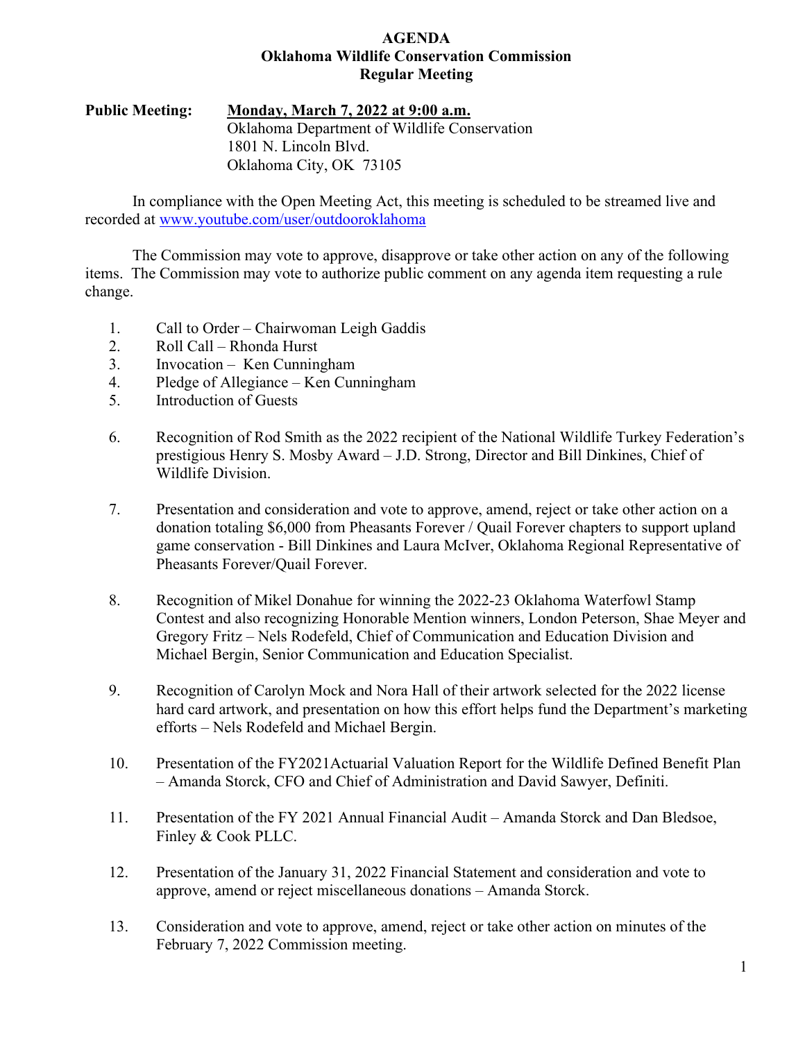# AGENDA
## Oklahoma Wildlife Conservation Commission
## Regular Meeting

**Public Meeting:** **Monday, March 7, 2022 at 9:00 a.m.**
Oklahoma Department of Wildlife Conservation
1801 N. Lincoln Blvd.
Oklahoma City, OK 73105

In compliance with the Open Meeting Act, this meeting is scheduled to be streamed live and recorded at www.youtube.com/user/outdooroklahoma

The Commission may vote to approve, disapprove or take other action on any of the following items. The Commission may vote to authorize public comment on any agenda item requesting a rule change.

1. Call to Order – Chairwoman Leigh Gaddis
2. Roll Call – Rhonda Hurst
3. Invocation – Ken Cunningham
4. Pledge of Allegiance – Ken Cunningham
5. Introduction of Guests
6. Recognition of Rod Smith as the 2022 recipient of the National Wildlife Turkey Federation's prestigious Henry S. Mosby Award – J.D. Strong, Director and Bill Dinkines, Chief of Wildlife Division.
7. Presentation and consideration and vote to approve, amend, reject or take other action on a donation totaling $6,000 from Pheasants Forever / Quail Forever chapters to support upland game conservation - Bill Dinkines and Laura McIver, Oklahoma Regional Representative of Pheasants Forever/Quail Forever.
8. Recognition of Mikel Donahue for winning the 2022-23 Oklahoma Waterfowl Stamp Contest and also recognizing Honorable Mention winners, London Peterson, Shae Meyer and Gregory Fritz – Nels Rodefeld, Chief of Communication and Education Division and Michael Bergin, Senior Communication and Education Specialist.
9. Recognition of Carolyn Mock and Nora Hall of their artwork selected for the 2022 license hard card artwork, and presentation on how this effort helps fund the Department's marketing efforts – Nels Rodefeld and Michael Bergin.
10. Presentation of the FY2021Actuarial Valuation Report for the Wildlife Defined Benefit Plan – Amanda Storck, CFO and Chief of Administration and David Sawyer, Definiti.
11. Presentation of the FY 2021 Annual Financial Audit – Amanda Storck and Dan Bledsoe, Finley & Cook PLLC.
12. Presentation of the January 31, 2022 Financial Statement and consideration and vote to approve, amend or reject miscellaneous donations – Amanda Storck.
13. Consideration and vote to approve, amend, reject or take other action on minutes of the February 7, 2022 Commission meeting.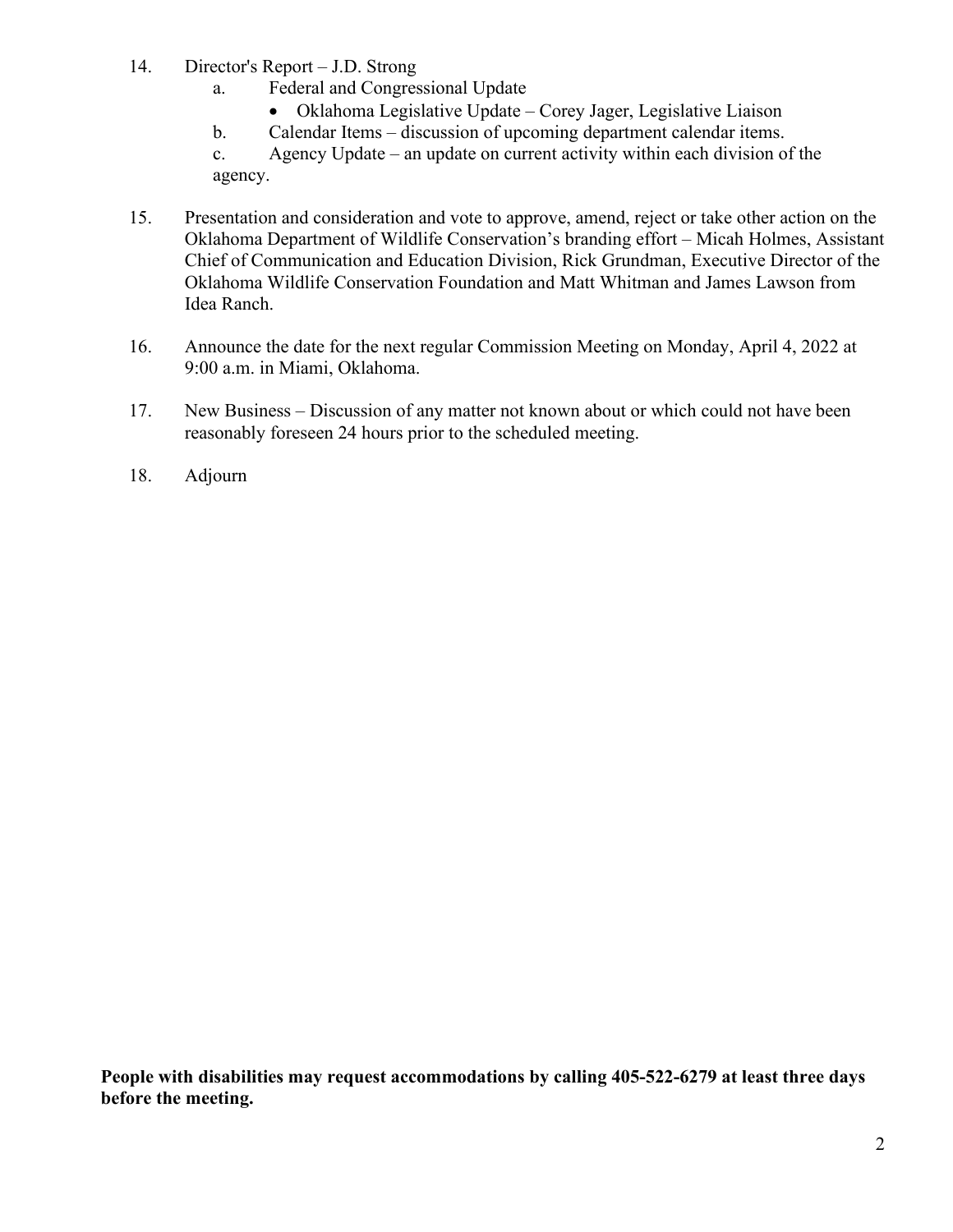14. Director's Report – J.D. Strong
    a. Federal and Congressional Update
        - Oklahoma Legislative Update – Corey Jager, Legislative Liaison
    b. Calendar Items – discussion of upcoming department calendar items.
    c. Agency Update – an update on current activity within each division of the agency.

15. Presentation and consideration and vote to approve, amend, reject or take other action on the Oklahoma Department of Wildlife Conservation's branding effort – Micah Holmes, Assistant Chief of Communication and Education Division, Rick Grundman, Executive Director of the Oklahoma Wildlife Conservation Foundation and Matt Whitman and James Lawson from Idea Ranch.

16. Announce the date for the next regular Commission Meeting on Monday, April 4, 2022 at 9:00 a.m. in Miami, Oklahoma.

17. New Business – Discussion of any matter not known about or which could not have been reasonably foreseen 24 hours prior to the scheduled meeting.

18. Adjourn

**People with disabilities may request accommodations by calling 405-522-6279 at least three days before the meeting.**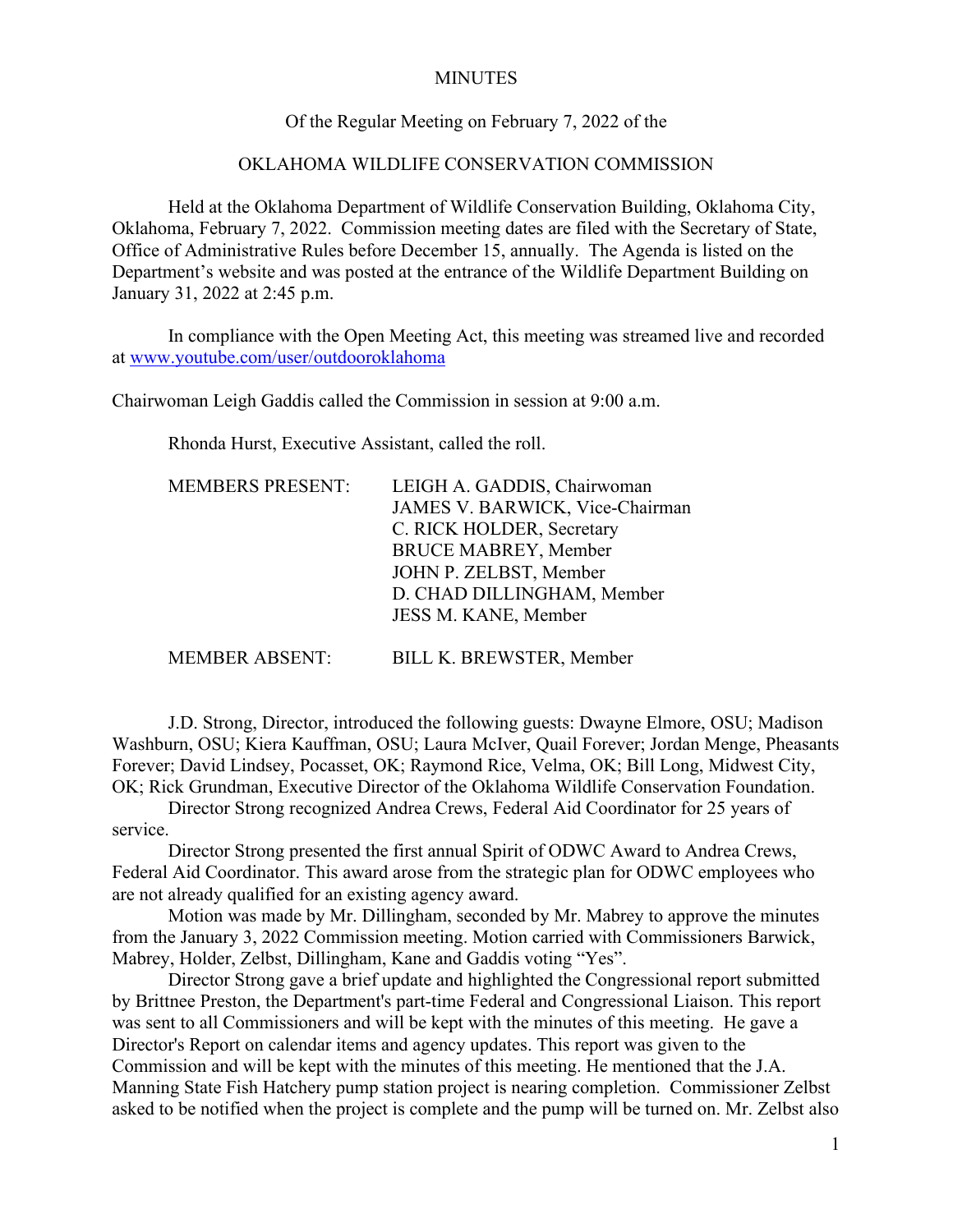MINUTES

Of the Regular Meeting on February 7, 2022 of the

OKLAHOMA WILDLIFE CONSERVATION COMMISSION

Held at the Oklahoma Department of Wildlife Conservation Building, Oklahoma City, Oklahoma, February 7, 2022. Commission meeting dates are filed with the Secretary of State, Office of Administrative Rules before December 15, annually. The Agenda is listed on the Department's website and was posted at the entrance of the Wildlife Department Building on January 31, 2022 at 2:45 p.m.

In compliance with the Open Meeting Act, this meeting was streamed live and recorded at [www.youtube.com/user/outdooroklahoma](www.youtube.com/user/outdooroklahoma)

Chairwoman Leigh Gaddis called the Commission in session at 9:00 a.m.

Rhonda Hurst, Executive Assistant, called the roll.

MEMBERS PRESENT: LEIGH A. GADDIS, Chairwoman
JAMES V. BARWICK, Vice-Chairman
C. RICK HOLDER, Secretary
BRUCE MABREY, Member
JOHN P. ZELBST, Member
D. CHAD DILLINGHAM, Member
JESS M. KANE, Member

MEMBER ABSENT: BILL K. BREWSTER, Member

J.D. Strong, Director, introduced the following guests: Dwayne Elmore, OSU; Madison Washburn, OSU; Kiera Kauffman, OSU; Laura McIver, Quail Forever; Jordan Menge, Pheasants Forever; David Lindsey, Pocasset, OK; Raymond Rice, Velma, OK; Bill Long, Midwest City, OK; Rick Grundman, Executive Director of the Oklahoma Wildlife Conservation Foundation.

Director Strong recognized Andrea Crews, Federal Aid Coordinator for 25 years of service.

Director Strong presented the first annual Spirit of ODWC Award to Andrea Crews, Federal Aid Coordinator. This award arose from the strategic plan for ODWC employees who are not already qualified for an existing agency award.

Motion was made by Mr. Dillingham, seconded by Mr. Mabrey to approve the minutes from the January 3, 2022 Commission meeting. Motion carried with Commissioners Barwick, Mabrey, Holder, Zelbst, Dillingham, Kane and Gaddis voting "Yes".

Director Strong gave a brief update and highlighted the Congressional report submitted by Brittnee Preston, the Department's part-time Federal and Congressional Liaison. This report was sent to all Commissioners and will be kept with the minutes of this meeting. He gave a Director's Report on calendar items and agency updates. This report was given to the Commission and will be kept with the minutes of this meeting. He mentioned that the J.A. Manning State Fish Hatchery pump station project is nearing completion. Commissioner Zelbst asked to be notified when the project is complete and the pump will be turned on. Mr. Zelbst also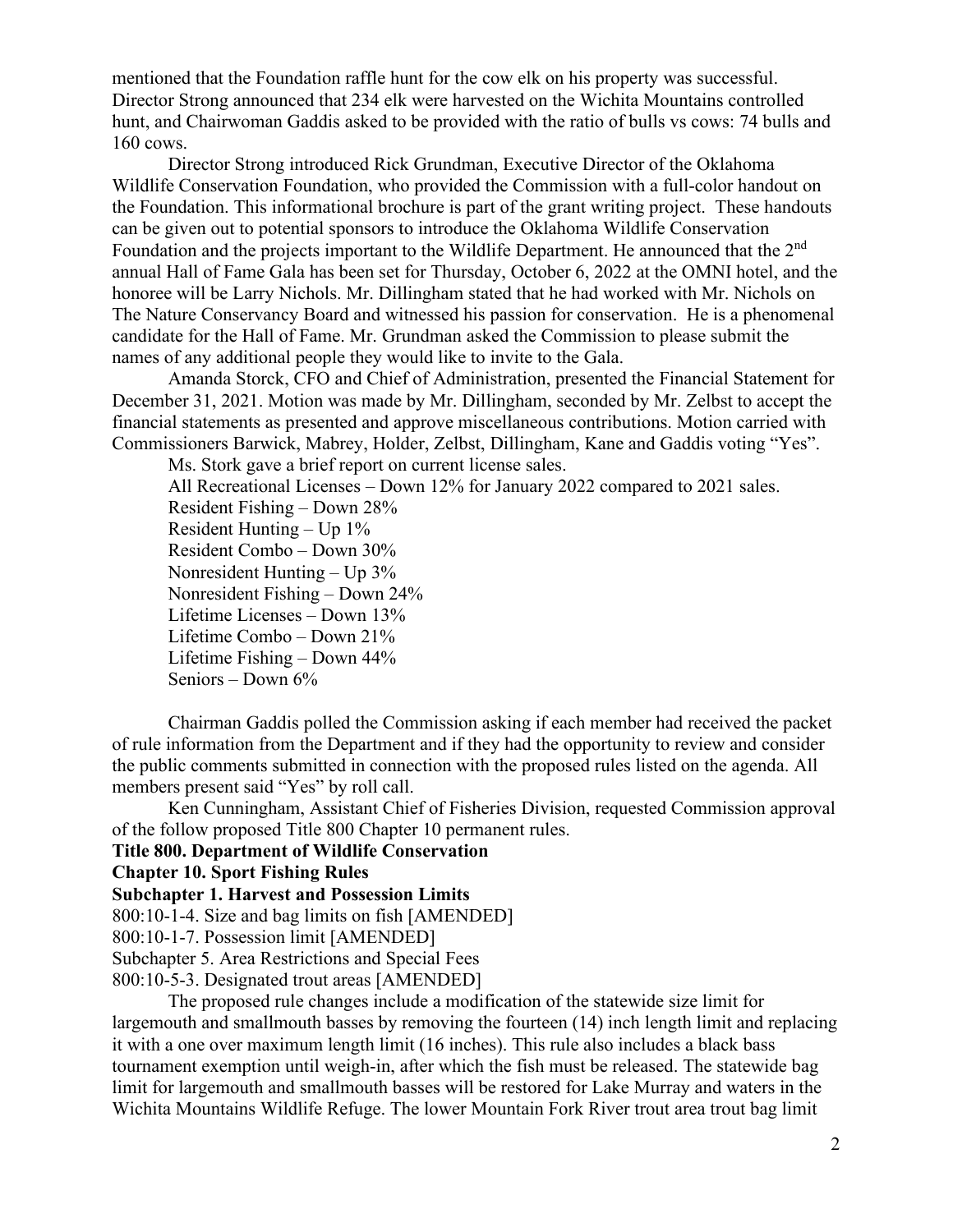mentioned that the Foundation raffle hunt for the cow elk on his property was successful. Director Strong announced that 234 elk were harvested on the Wichita Mountains controlled hunt, and Chairwoman Gaddis asked to be provided with the ratio of bulls vs cows: 74 bulls and 160 cows.

Director Strong introduced Rick Grundman, Executive Director of the Oklahoma Wildlife Conservation Foundation, who provided the Commission with a full-color handout on the Foundation. This informational brochure is part of the grant writing project. These handouts can be given out to potential sponsors to introduce the Oklahoma Wildlife Conservation Foundation and the projects important to the Wildlife Department. He announced that the 2nd annual Hall of Fame Gala has been set for Thursday, October 6, 2022 at the OMNI hotel, and the honoree will be Larry Nichols. Mr. Dillingham stated that he had worked with Mr. Nichols on The Nature Conservancy Board and witnessed his passion for conservation. He is a phenomenal candidate for the Hall of Fame. Mr. Grundman asked the Commission to please submit the names of any additional people they would like to invite to the Gala.

Amanda Storck, CFO and Chief of Administration, presented the Financial Statement for December 31, 2021. Motion was made by Mr. Dillingham, seconded by Mr. Zelbst to accept the financial statements as presented and approve miscellaneous contributions. Motion carried with Commissioners Barwick, Mabrey, Holder, Zelbst, Dillingham, Kane and Gaddis voting "Yes".

Ms. Stork gave a brief report on current license sales.

All Recreational Licenses – Down 12% for January 2022 compared to 2021 sales.
Resident Fishing – Down 28%
Resident Hunting – Up 1%
Resident Combo – Down 30%
Nonresident Hunting – Up 3%
Nonresident Fishing – Down 24%
Lifetime Licenses – Down 13%
Lifetime Combo – Down 21%
Lifetime Fishing – Down 44%
Seniors – Down 6%

Chairman Gaddis polled the Commission asking if each member had received the packet of rule information from the Department and if they had the opportunity to review and consider the public comments submitted in connection with the proposed rules listed on the agenda. All members present said "Yes" by roll call.

Ken Cunningham, Assistant Chief of Fisheries Division, requested Commission approval of the follow proposed Title 800 Chapter 10 permanent rules.

**Title 800. Department of Wildlife Conservation**
**Chapter 10. Sport Fishing Rules**
**Subchapter 1. Harvest and Possession Limits**
800:10-1-4. Size and bag limits on fish [AMENDED]
800:10-1-7. Possession limit [AMENDED]
Subchapter 5. Area Restrictions and Special Fees
800:10-5-3. Designated trout areas [AMENDED]

The proposed rule changes include a modification of the statewide size limit for largemouth and smallmouth basses by removing the fourteen (14) inch length limit and replacing it with a one over maximum length limit (16 inches). This rule also includes a black bass tournament exemption until weigh-in, after which the fish must be released. The statewide bag limit for largemouth and smallmouth basses will be restored for Lake Murray and waters in the Wichita Mountains Wildlife Refuge. The lower Mountain Fork River trout area trout bag limit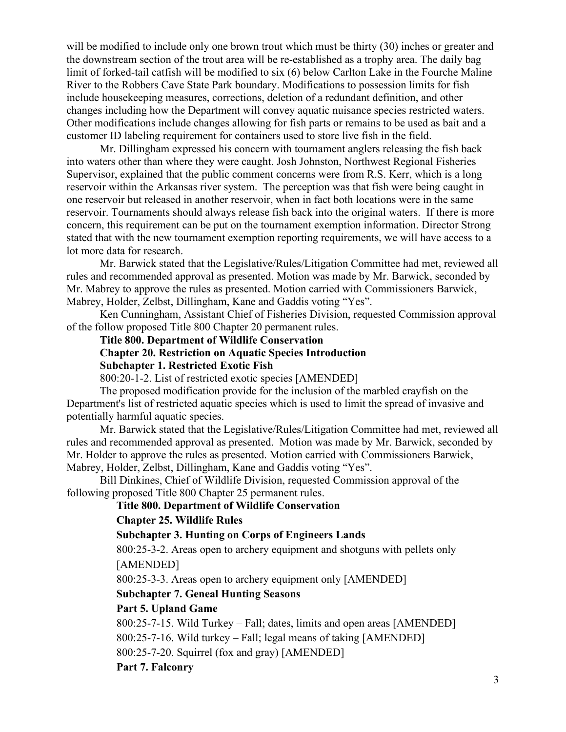will be modified to include only one brown trout which must be thirty (30) inches or greater and the downstream section of the trout area will be re-established as a trophy area. The daily bag limit of forked-tail catfish will be modified to six (6) below Carlton Lake in the Fourche Maline River to the Robbers Cave State Park boundary. Modifications to possession limits for fish include housekeeping measures, corrections, deletion of a redundant definition, and other changes including how the Department will convey aquatic nuisance species restricted waters. Other modifications include changes allowing for fish parts or remains to be used as bait and a customer ID labeling requirement for containers used to store live fish in the field.

Mr. Dillingham expressed his concern with tournament anglers releasing the fish back into waters other than where they were caught. Josh Johnston, Northwest Regional Fisheries Supervisor, explained that the public comment concerns were from R.S. Kerr, which is a long reservoir within the Arkansas river system. The perception was that fish were being caught in one reservoir but released in another reservoir, when in fact both locations were in the same reservoir. Tournaments should always release fish back into the original waters. If there is more concern, this requirement can be put on the tournament exemption information. Director Strong stated that with the new tournament exemption reporting requirements, we will have access to a lot more data for research.

Mr. Barwick stated that the Legislative/Rules/Litigation Committee had met, reviewed all rules and recommended approval as presented. Motion was made by Mr. Barwick, seconded by Mr. Mabrey to approve the rules as presented. Motion carried with Commissioners Barwick, Mabrey, Holder, Zelbst, Dillingham, Kane and Gaddis voting "Yes".

Ken Cunningham, Assistant Chief of Fisheries Division, requested Commission approval of the follow proposed Title 800 Chapter 20 permanent rules.

**Title 800. Department of Wildlife Conservation**
**Chapter 20. Restriction on Aquatic Species Introduction**
**Subchapter 1. Restricted Exotic Fish**

800:20-1-2. List of restricted exotic species [AMENDED]

The proposed modification provide for the inclusion of the marbled crayfish on the Department's list of restricted aquatic species which is used to limit the spread of invasive and potentially harmful aquatic species.

Mr. Barwick stated that the Legislative/Rules/Litigation Committee had met, reviewed all rules and recommended approval as presented. Motion was made by Mr. Barwick, seconded by Mr. Holder to approve the rules as presented. Motion carried with Commissioners Barwick, Mabrey, Holder, Zelbst, Dillingham, Kane and Gaddis voting "Yes".

Bill Dinkines, Chief of Wildlife Division, requested Commission approval of the following proposed Title 800 Chapter 25 permanent rules.

**Title 800. Department of Wildlife Conservation**

**Chapter 25. Wildlife Rules**

**Subchapter 3. Hunting on Corps of Engineers Lands**

800:25-3-2. Areas open to archery equipment and shotguns with pellets only [AMENDED]

800:25-3-3. Areas open to archery equipment only [AMENDED]

**Subchapter 7. Geneal Hunting Seasons**

**Part 5. Upland Game**

800:25-7-15. Wild Turkey – Fall; dates, limits and open areas [AMENDED]

800:25-7-16. Wild turkey – Fall; legal means of taking [AMENDED]

800:25-7-20. Squirrel (fox and gray) [AMENDED]

**Part 7. Falconry**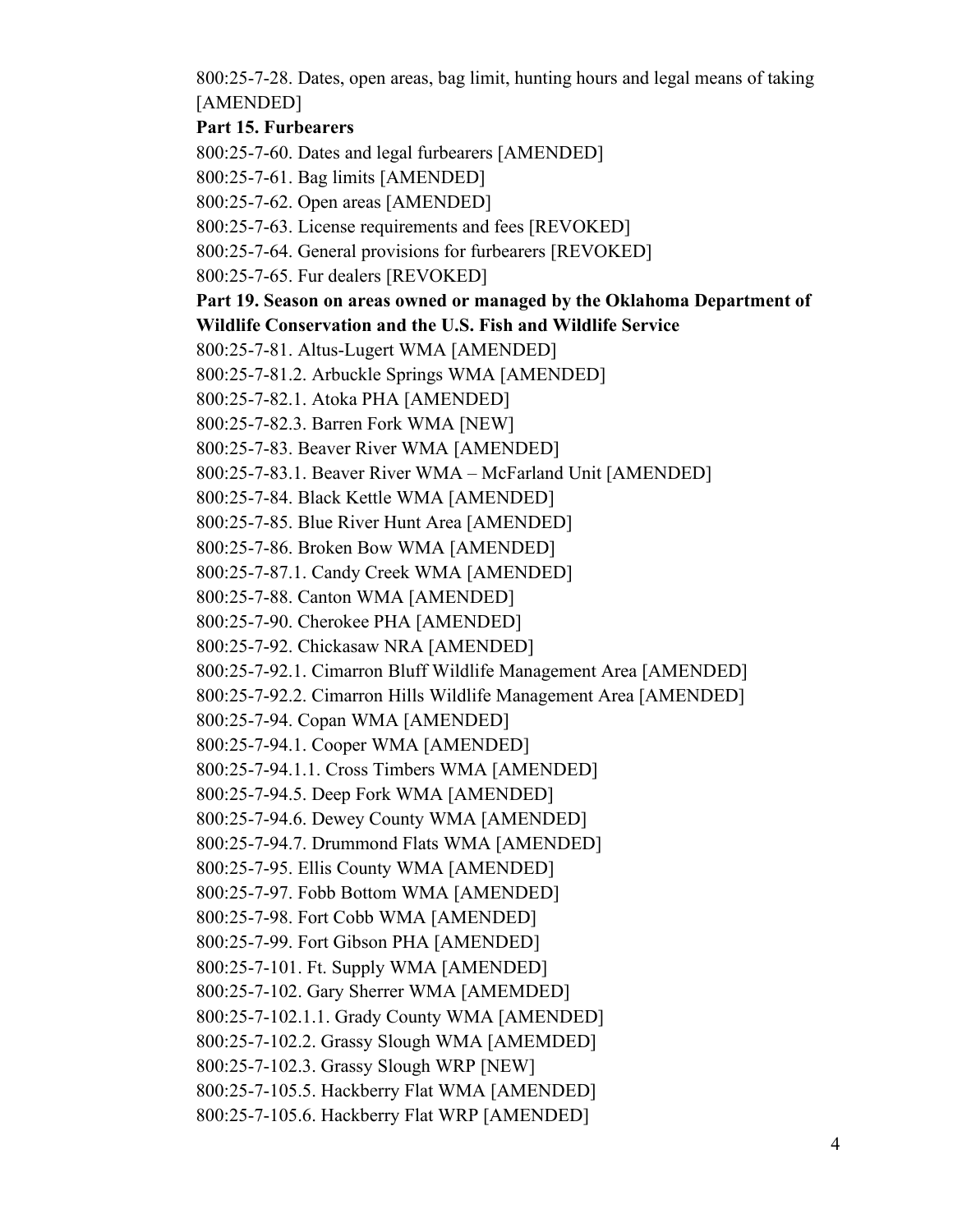800:25-7-28. Dates, open areas, bag limit, hunting hours and legal means of taking [AMENDED]

**Part 15. Furbearers**

800:25-7-60. Dates and legal furbearers [AMENDED]

800:25-7-61. Bag limits [AMENDED]

800:25-7-62. Open areas [AMENDED]

800:25-7-63. License requirements and fees [REVOKED]

800:25-7-64. General provisions for furbearers [REVOKED]

800:25-7-65. Fur dealers [REVOKED]

**Part 19. Season on areas owned or managed by the Oklahoma Department of Wildlife Conservation and the U.S. Fish and Wildlife Service**

800:25-7-81. Altus-Lugert WMA [AMENDED]

800:25-7-81.2. Arbuckle Springs WMA [AMENDED]

800:25-7-82.1. Atoka PHA [AMENDED]

800:25-7-82.3. Barren Fork WMA [NEW]

800:25-7-83. Beaver River WMA [AMENDED]

800:25-7-83.1. Beaver River WMA – McFarland Unit [AMENDED]

800:25-7-84. Black Kettle WMA [AMENDED]

800:25-7-85. Blue River Hunt Area [AMENDED]

800:25-7-86. Broken Bow WMA [AMENDED]

800:25-7-87.1. Candy Creek WMA [AMENDED]

800:25-7-88. Canton WMA [AMENDED]

800:25-7-90. Cherokee PHA [AMENDED]

800:25-7-92. Chickasaw NRA [AMENDED]

800:25-7-92.1. Cimarron Bluff Wildlife Management Area [AMENDED]

800:25-7-92.2. Cimarron Hills Wildlife Management Area [AMENDED]

800:25-7-94. Copan WMA [AMENDED]

800:25-7-94.1. Cooper WMA [AMENDED]

800:25-7-94.1.1. Cross Timbers WMA [AMENDED]

800:25-7-94.5. Deep Fork WMA [AMENDED]

800:25-7-94.6. Dewey County WMA [AMENDED]

800:25-7-94.7. Drummond Flats WMA [AMENDED]

800:25-7-95. Ellis County WMA [AMENDED]

800:25-7-97. Fobb Bottom WMA [AMENDED]

800:25-7-98. Fort Cobb WMA [AMENDED]

800:25-7-99. Fort Gibson PHA [AMENDED]

800:25-7-101. Ft. Supply WMA [AMENDED]

800:25-7-102. Gary Sherrer WMA [AMEMDED]

800:25-7-102.1.1. Grady County WMA [AMENDED]

800:25-7-102.2. Grassy Slough WMA [AMEMDED]

800:25-7-102.3. Grassy Slough WRP [NEW]

800:25-7-105.5. Hackberry Flat WMA [AMENDED]

800:25-7-105.6. Hackberry Flat WRP [AMENDED]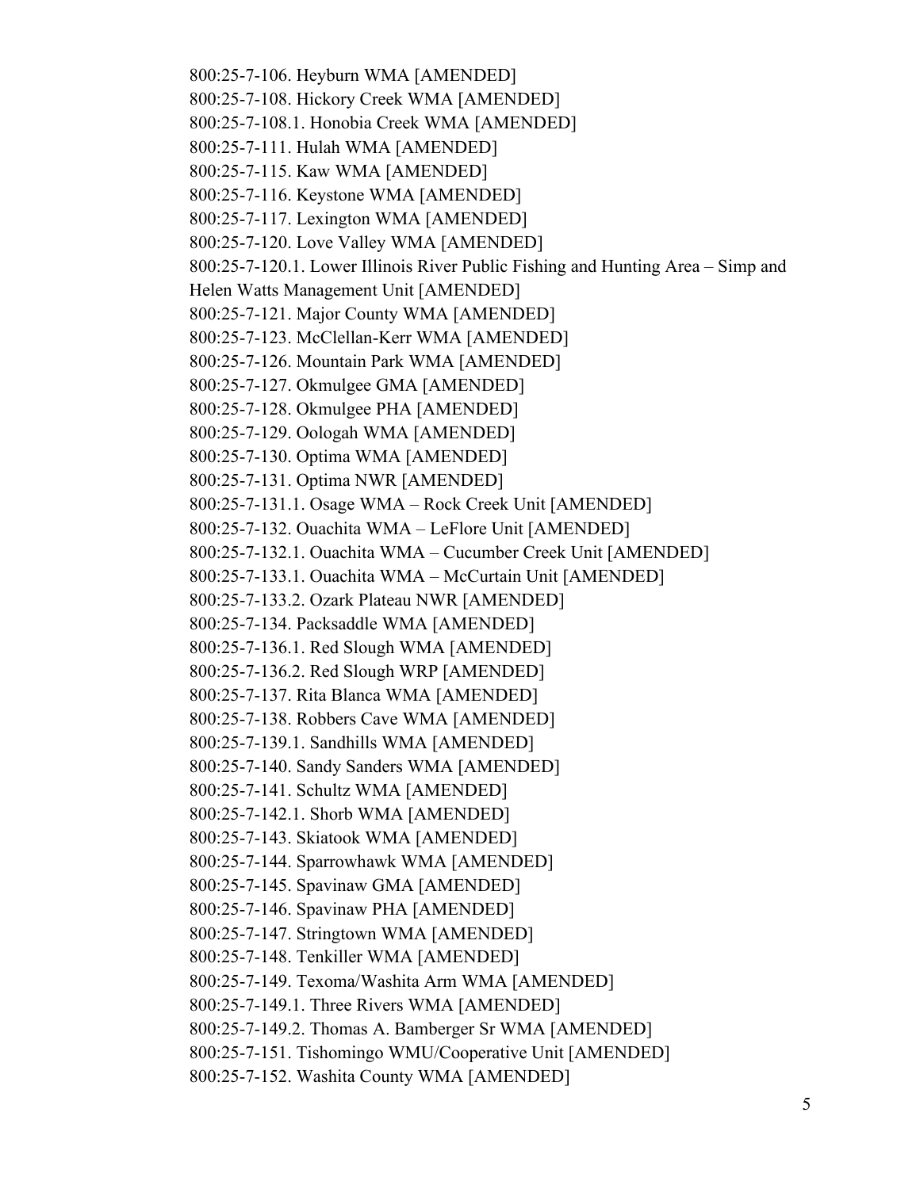800:25-7-106. Heyburn WMA [AMENDED]

800:25-7-108. Hickory Creek WMA [AMENDED]

800:25-7-108.1. Honobia Creek WMA [AMENDED]

800:25-7-111. Hulah WMA [AMENDED]

800:25-7-115. Kaw WMA [AMENDED]

800:25-7-116. Keystone WMA [AMENDED]

800:25-7-117. Lexington WMA [AMENDED]

800:25-7-120. Love Valley WMA [AMENDED]

800:25-7-120.1. Lower Illinois River Public Fishing and Hunting Area – Simp and Helen Watts Management Unit [AMENDED]

800:25-7-121. Major County WMA [AMENDED]

800:25-7-123. McClellan-Kerr WMA [AMENDED]

800:25-7-126. Mountain Park WMA [AMENDED]

800:25-7-127. Okmulgee GMA [AMENDED]

800:25-7-128. Okmulgee PHA [AMENDED]

800:25-7-129. Oologah WMA [AMENDED]

800:25-7-130. Optima WMA [AMENDED]

800:25-7-131. Optima NWR [AMENDED]

800:25-7-131.1. Osage WMA – Rock Creek Unit [AMENDED]

800:25-7-132. Ouachita WMA – LeFlore Unit [AMENDED]

800:25-7-132.1. Ouachita WMA – Cucumber Creek Unit [AMENDED]

800:25-7-133.1. Ouachita WMA – McCurtain Unit [AMENDED]

800:25-7-133.2. Ozark Plateau NWR [AMENDED]

800:25-7-134. Packsaddle WMA [AMENDED]

800:25-7-136.1. Red Slough WMA [AMENDED]

800:25-7-136.2. Red Slough WRP [AMENDED]

800:25-7-137. Rita Blanca WMA [AMENDED]

800:25-7-138. Robbers Cave WMA [AMENDED]

800:25-7-139.1. Sandhills WMA [AMENDED]

800:25-7-140. Sandy Sanders WMA [AMENDED]

800:25-7-141. Schultz WMA [AMENDED]

800:25-7-142.1. Shorb WMA [AMENDED]

800:25-7-143. Skiatook WMA [AMENDED]

800:25-7-144. Sparrowhawk WMA [AMENDED]

800:25-7-145. Spavinaw GMA [AMENDED]

800:25-7-146. Spavinaw PHA [AMENDED]

800:25-7-147. Stringtown WMA [AMENDED]

800:25-7-148. Tenkiller WMA [AMENDED]

800:25-7-149. Texoma/Washita Arm WMA [AMENDED]

800:25-7-149.1. Three Rivers WMA [AMENDED]

800:25-7-149.2. Thomas A. Bamberger Sr WMA [AMENDED]

800:25-7-151. Tishomingo WMU/Cooperative Unit [AMENDED]

800:25-7-152. Washita County WMA [AMENDED]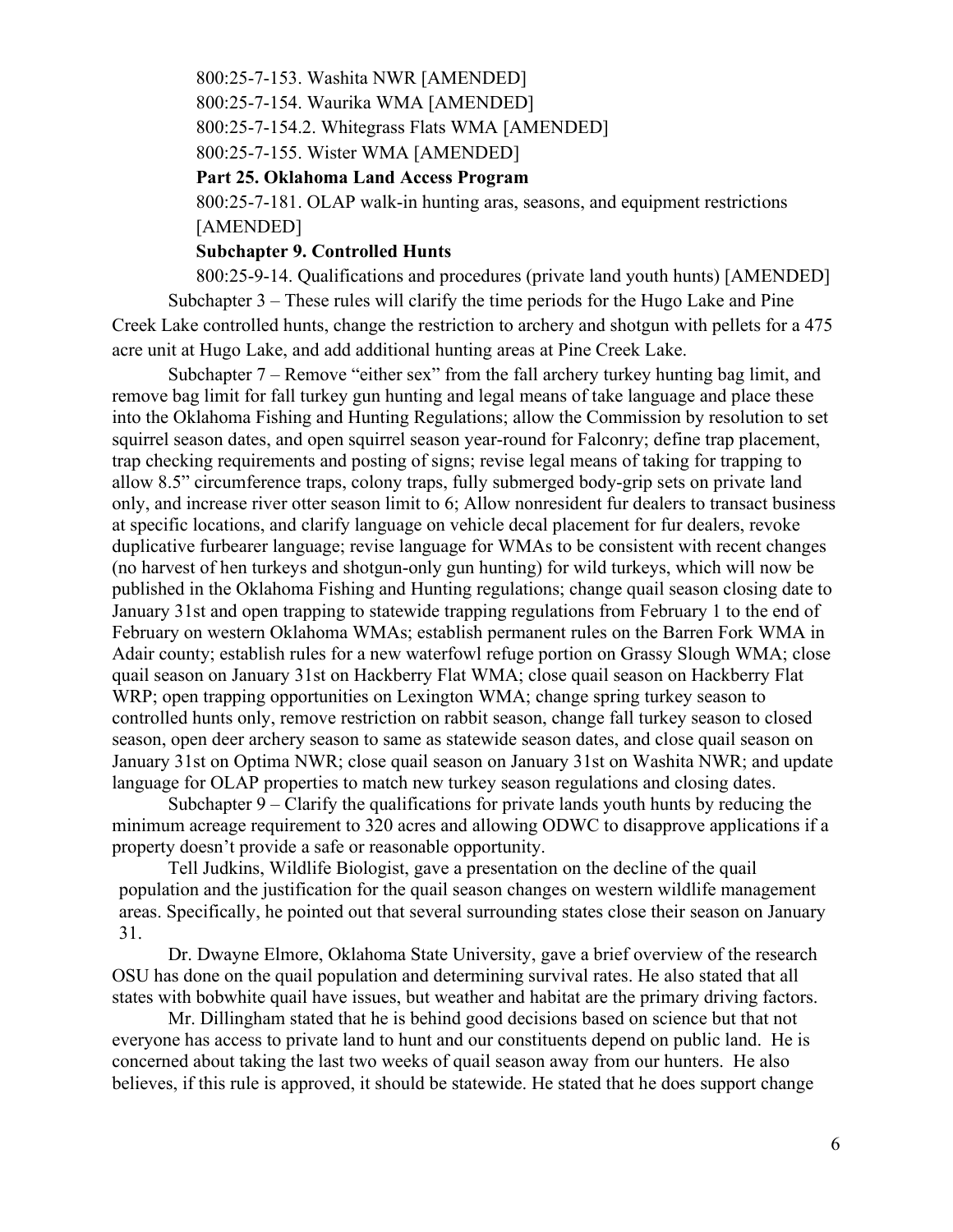800:25-7-153. Washita NWR [AMENDED]

800:25-7-154. Waurika WMA [AMENDED]

800:25-7-154.2. Whitegrass Flats WMA [AMENDED]

800:25-7-155. Wister WMA [AMENDED]

**Part 25. Oklahoma Land Access Program**

800:25-7-181. OLAP walk-in hunting aras, seasons, and equipment restrictions [AMENDED]

**Subchapter 9. Controlled Hunts**

800:25-9-14. Qualifications and procedures (private land youth hunts) [AMENDED]

Subchapter 3 – These rules will clarify the time periods for the Hugo Lake and Pine Creek Lake controlled hunts, change the restriction to archery and shotgun with pellets for a 475 acre unit at Hugo Lake, and add additional hunting areas at Pine Creek Lake.

Subchapter 7 – Remove "either sex" from the fall archery turkey hunting bag limit, and remove bag limit for fall turkey gun hunting and legal means of take language and place these into the Oklahoma Fishing and Hunting Regulations; allow the Commission by resolution to set squirrel season dates, and open squirrel season year-round for Falconry; define trap placement, trap checking requirements and posting of signs; revise legal means of taking for trapping to allow 8.5" circumference traps, colony traps, fully submerged body-grip sets on private land only, and increase river otter season limit to 6; Allow nonresident fur dealers to transact business at specific locations, and clarify language on vehicle decal placement for fur dealers, revoke duplicative furbearer language; revise language for WMAs to be consistent with recent changes (no harvest of hen turkeys and shotgun-only gun hunting) for wild turkeys, which will now be published in the Oklahoma Fishing and Hunting regulations; change quail season closing date to January 31st and open trapping to statewide trapping regulations from February 1 to the end of February on western Oklahoma WMAs; establish permanent rules on the Barren Fork WMA in Adair county; establish rules for a new waterfowl refuge portion on Grassy Slough WMA; close quail season on January 31st on Hackberry Flat WMA; close quail season on Hackberry Flat WRP; open trapping opportunities on Lexington WMA; change spring turkey season to controlled hunts only, remove restriction on rabbit season, change fall turkey season to closed season, open deer archery season to same as statewide season dates, and close quail season on January 31st on Optima NWR; close quail season on January 31st on Washita NWR; and update language for OLAP properties to match new turkey season regulations and closing dates.

Subchapter 9 – Clarify the qualifications for private lands youth hunts by reducing the minimum acreage requirement to 320 acres and allowing ODWC to disapprove applications if a property doesn't provide a safe or reasonable opportunity.

Tell Judkins, Wildlife Biologist, gave a presentation on the decline of the quail population and the justification for the quail season changes on western wildlife management areas. Specifically, he pointed out that several surrounding states close their season on January 31.

Dr. Dwayne Elmore, Oklahoma State University, gave a brief overview of the research OSU has done on the quail population and determining survival rates. He also stated that all states with bobwhite quail have issues, but weather and habitat are the primary driving factors.

Mr. Dillingham stated that he is behind good decisions based on science but that not everyone has access to private land to hunt and our constituents depend on public land. He is concerned about taking the last two weeks of quail season away from our hunters. He also believes, if this rule is approved, it should be statewide. He stated that he does support change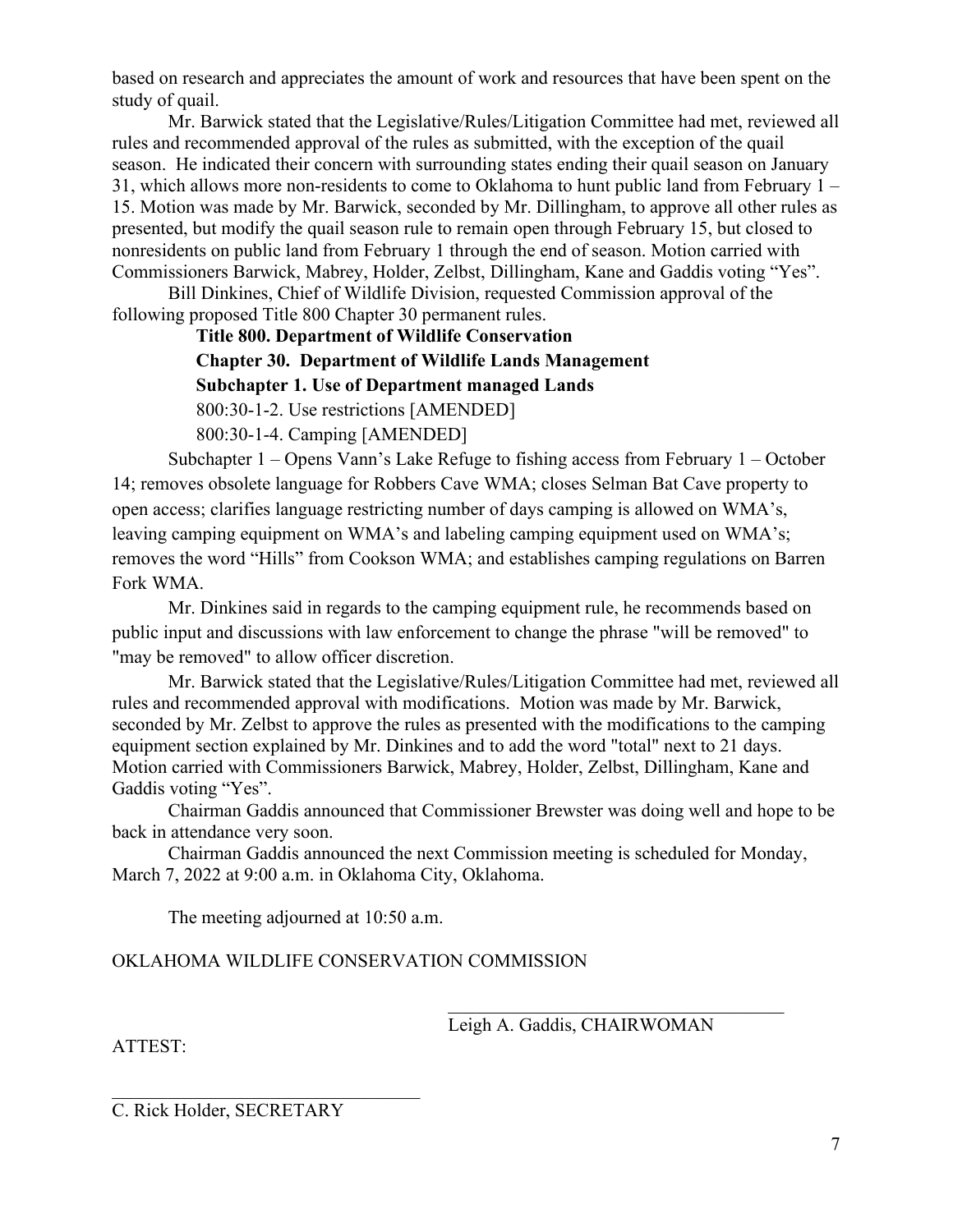based on research and appreciates the amount of work and resources that have been spent on the study of quail.

Mr. Barwick stated that the Legislative/Rules/Litigation Committee had met, reviewed all rules and recommended approval of the rules as submitted, with the exception of the quail season. He indicated their concern with surrounding states ending their quail season on January 31, which allows more non-residents to come to Oklahoma to hunt public land from February 1 – 15. Motion was made by Mr. Barwick, seconded by Mr. Dillingham, to approve all other rules as presented, but modify the quail season rule to remain open through February 15, but closed to nonresidents on public land from February 1 through the end of season. Motion carried with Commissioners Barwick, Mabrey, Holder, Zelbst, Dillingham, Kane and Gaddis voting "Yes".

Bill Dinkines, Chief of Wildlife Division, requested Commission approval of the following proposed Title 800 Chapter 30 permanent rules.

**Title 800. Department of Wildlife Conservation**
**Chapter 30. Department of Wildlife Lands Management**
**Subchapter 1. Use of Department managed Lands**
800:30-1-2. Use restrictions [AMENDED]
800:30-1-4. Camping [AMENDED]

Subchapter 1 – Opens Vann's Lake Refuge to fishing access from February 1 – October 14; removes obsolete language for Robbers Cave WMA; closes Selman Bat Cave property to open access; clarifies language restricting number of days camping is allowed on WMA's, leaving camping equipment on WMA's and labeling camping equipment used on WMA's; removes the word "Hills" from Cookson WMA; and establishes camping regulations on Barren Fork WMA.

Mr. Dinkines said in regards to the camping equipment rule, he recommends based on public input and discussions with law enforcement to change the phrase "will be removed" to "may be removed" to allow officer discretion.

Mr. Barwick stated that the Legislative/Rules/Litigation Committee had met, reviewed all rules and recommended approval with modifications. Motion was made by Mr. Barwick, seconded by Mr. Zelbst to approve the rules as presented with the modifications to the camping equipment section explained by Mr. Dinkines and to add the word "total" next to 21 days. Motion carried with Commissioners Barwick, Mabrey, Holder, Zelbst, Dillingham, Kane and Gaddis voting "Yes".

Chairman Gaddis announced that Commissioner Brewster was doing well and hope to be back in attendance very soon.

Chairman Gaddis announced the next Commission meeting is scheduled for Monday, March 7, 2022 at 9:00 a.m. in Oklahoma City, Oklahoma.

The meeting adjourned at 10:50 a.m.

OKLAHOMA WILDLIFE CONSERVATION COMMISSION

\_\_\_\_\_\_\_\_\_\_\_\_\_\_\_\_\_\_\_\_\_\_\_\_\_\_\_\_\_\_\_\_\_\_\_\_\_\_
Leigh A. Gaddis, CHAIRWOMAN

ATTEST:

\_\_\_\_\_\_\_\_\_\_\_\_\_\_\_\_\_\_\_\_\_\_\_\_\_\_\_\_\_\_\_\_\_\_\_\_\_\_
C. Rick Holder, SECRETARY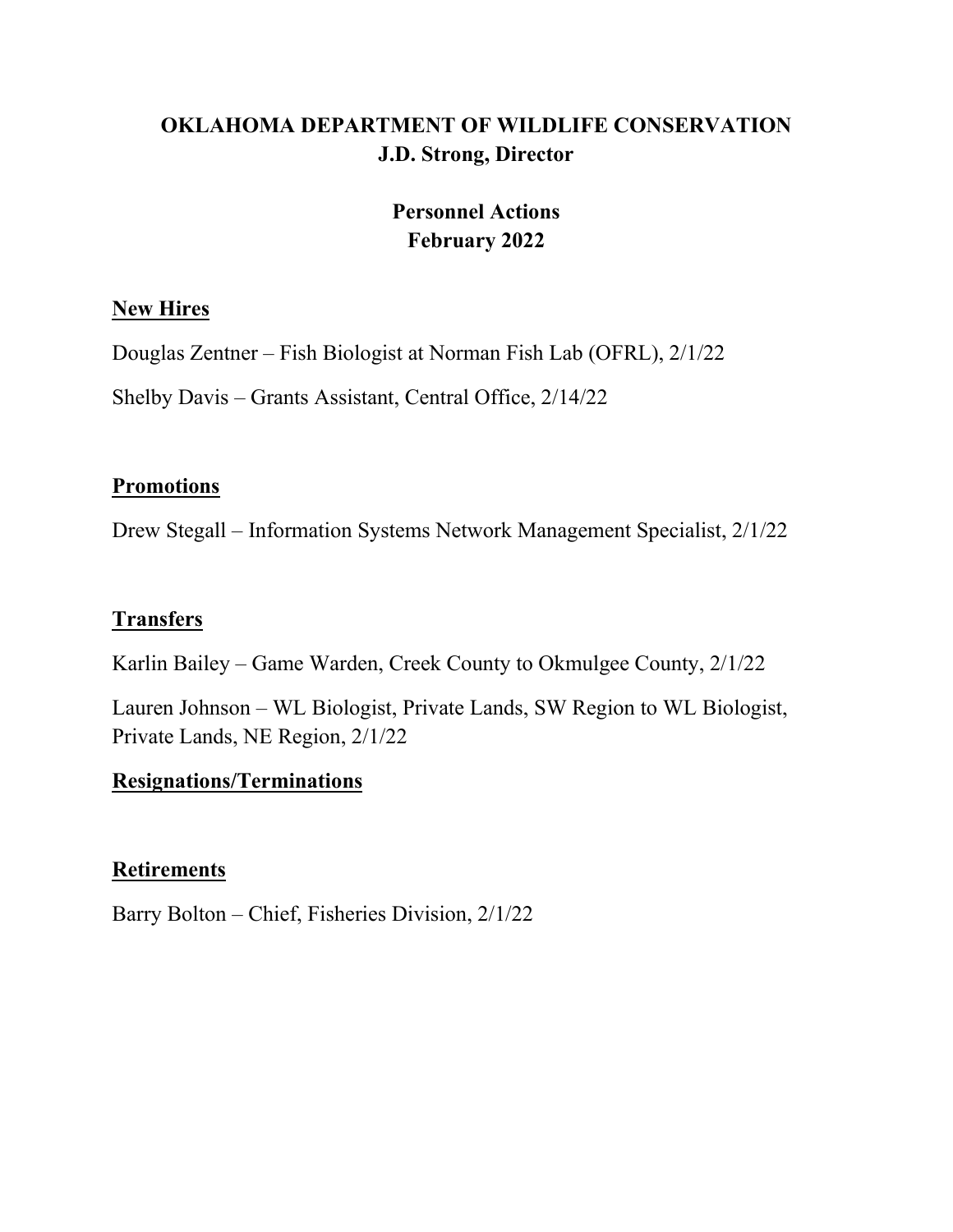# OKLAHOMA DEPARTMENT OF WILDLIFE CONSERVATION
## J.D. Strong, Director

## Personnel Actions
## February 2022

**New Hires**

Douglas Zentner – Fish Biologist at Norman Fish Lab (OFRL), 2/1/22

Shelby Davis – Grants Assistant, Central Office, 2/14/22

**Promotions**

Drew Stegall – Information Systems Network Management Specialist, 2/1/22

**Transfers**

Karlin Bailey – Game Warden, Creek County to Okmulgee County, 2/1/22

Lauren Johnson – WL Biologist, Private Lands, SW Region to WL Biologist, Private Lands, NE Region, 2/1/22

**Resignations/Terminations**

**Retirements**

Barry Bolton – Chief, Fisheries Division, 2/1/22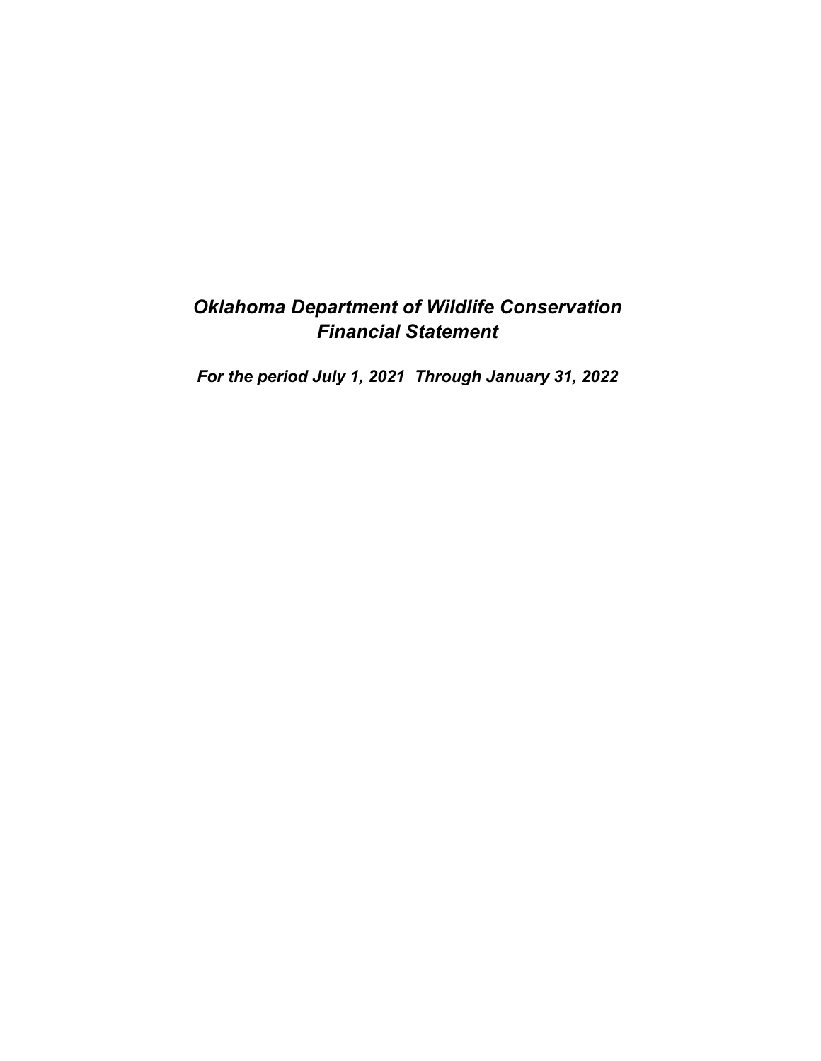# *Oklahoma Department of Wildlife Conservation*
# *Financial Statement*

***For the period July 1, 2021  Through January 31, 2022***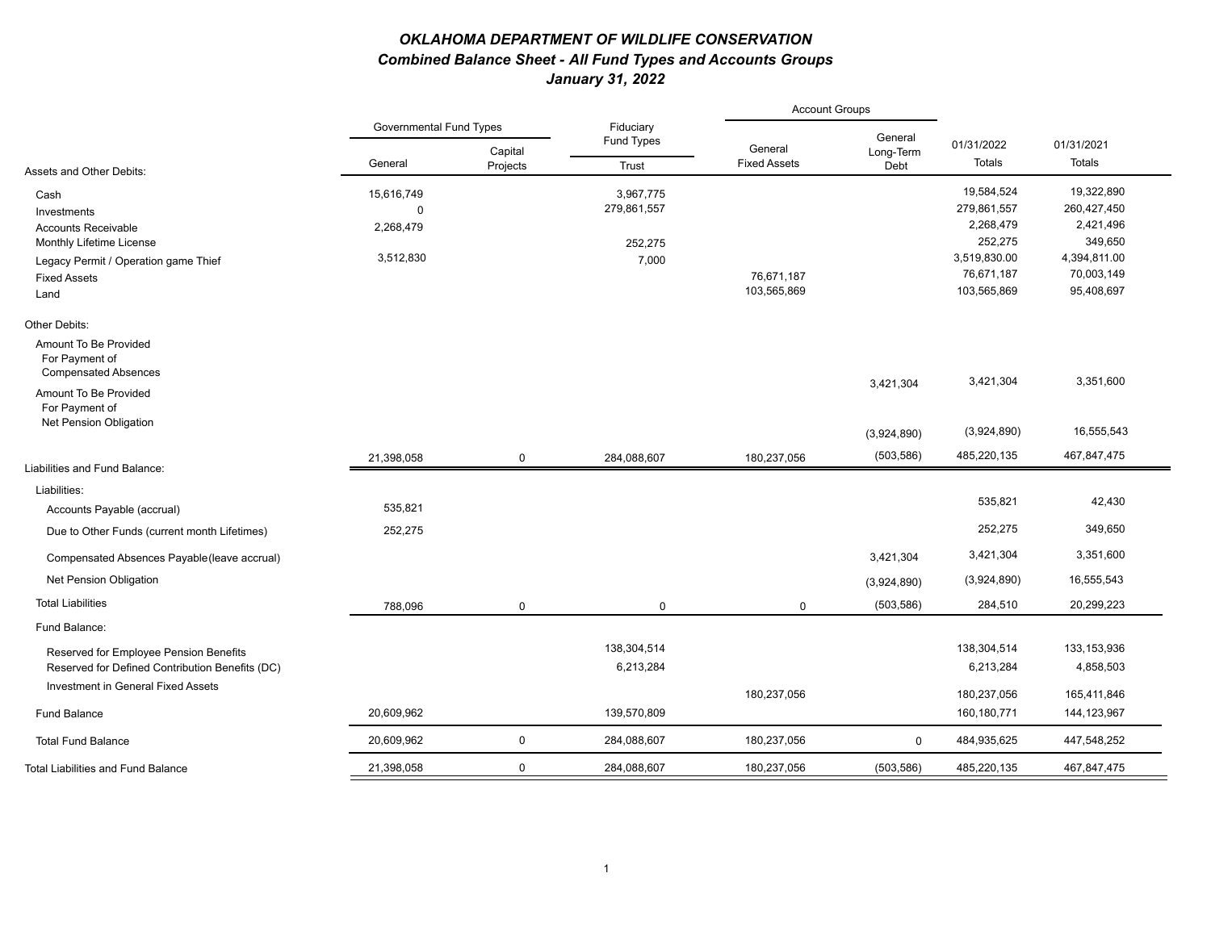# *OKLAHOMA DEPARTMENT OF WILDLIFE CONSERVATION*

## *Combined Balance Sheet - All Fund Types and Accounts Groups*

### *January 31, 2022*

| | Governmental Fund Types | | Fiduciary Fund Types | Account Groups | | | |
|---|---|---|---|---|---|---|---|
| **Assets and Other Debits:** | General | Capital Projects | Trust | General Fixed Assets | General Long-Term Debt | 01/31/2022 Totals | 01/31/2021 Totals |
| Cash | 15,616,749 | | 3,967,775 | | | 19,584,524 | 19,322,890 |
| Investments | 0 | | 279,861,557 | | | 279,861,557 | 260,427,450 |
| Accounts Receivable | 2,268,479 | | | | | 2,268,479 | 2,421,496 |
| Monthly Lifetime License | | | 252,275 | | | 252,275 | 349,650 |
| Legacy Permit / Operation game Thief | 3,512,830 | | 7,000 | | | 3,519,830.00 | 4,394,811.00 |
| Fixed Assets | | | | 76,671,187 | | 76,671,187 | 70,003,149 |
| Land | | | | 103,565,869 | | 103,565,869 | 95,408,697 |
| **Other Debits:** | | | | | | | |
| Amount To Be Provided For Payment of Compensated Absences | | | | | 3,421,304 | 3,421,304 | 3,351,600 |
| Amount To Be Provided For Payment of Net Pension Obligation | | | | | (3,924,890) | (3,924,890) | 16,555,543 |
| | 21,398,058 | 0 | 284,088,607 | 180,237,056 | (503,586) | 485,220,135 | 467,847,475 |
| **Liabilities and Fund Balance:** | | | | | | | |
| Liabilities: | | | | | | | |
| Accounts Payable (accrual) | 535,821 | | | | | 535,821 | 42,430 |
| Due to Other Funds (current month Lifetimes) | 252,275 | | | | | 252,275 | 349,650 |
| Compensated Absences Payable(leave accrual) | | | | | 3,421,304 | 3,421,304 | 3,351,600 |
| Net Pension Obligation | | | | | (3,924,890) | (3,924,890) | 16,555,543 |
| Total Liabilities | 788,096 | 0 | 0 | 0 | (503,586) | 284,510 | 20,299,223 |
| Fund Balance: | | | | | | | |
| Reserved for Employee Pension Benefits | | | 138,304,514 | | | 138,304,514 | 133,153,936 |
| Reserved for Defined Contribution Benefits (DC) | | | 6,213,284 | | | 6,213,284 | 4,858,503 |
| Investment in General Fixed Assets | | | | 180,237,056 | | 180,237,056 | 165,411,846 |
| Fund Balance | 20,609,962 | | 139,570,809 | | | 160,180,771 | 144,123,967 |
| Total Fund Balance | 20,609,962 | 0 | 284,088,607 | 180,237,056 | 0 | 484,935,625 | 447,548,252 |
| Total Liabilities and Fund Balance | 21,398,058 | 0 | 284,088,607 | 180,237,056 | (503,586) | 485,220,135 | 467,847,475 |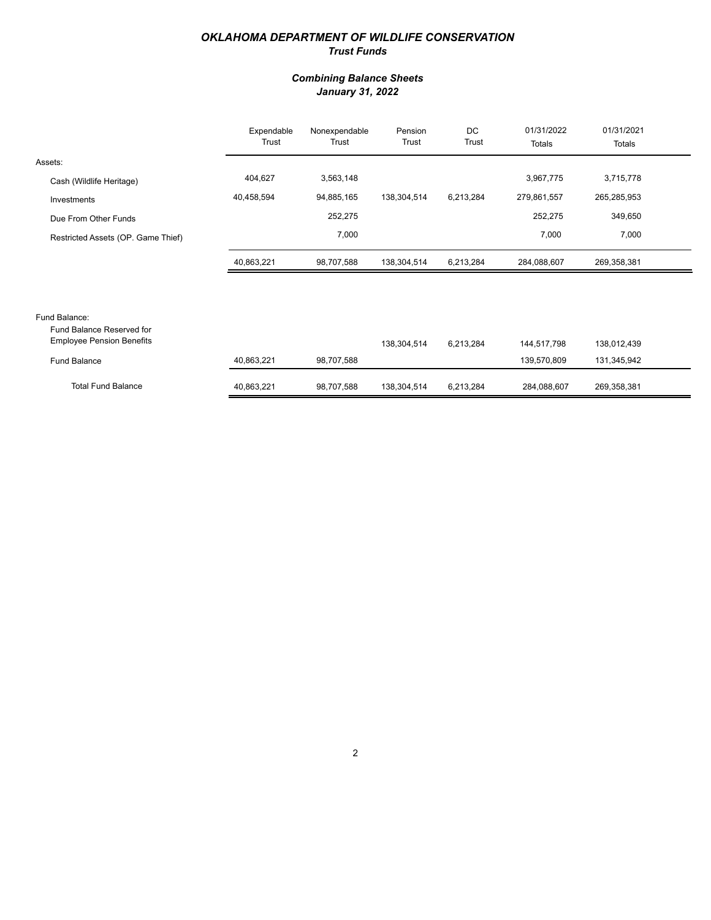# *OKLAHOMA DEPARTMENT OF WILDLIFE CONSERVATION*

## *Trust Funds*

### *Combining Balance Sheets*
### *January 31, 2022*

| | Expendable Trust | Nonexpendable Trust | Pension Trust | DC Trust | 01/31/2022 Totals | 01/31/2021 Totals |
|---|---|---|---|---|---|---|
| Assets: | | | | | | |
| Cash (Wildlife Heritage) | 404,627 | 3,563,148 | | | 3,967,775 | 3,715,778 |
| Investments | 40,458,594 | 94,885,165 | 138,304,514 | 6,213,284 | 279,861,557 | 265,285,953 |
| Due From Other Funds | | 252,275 | | | 252,275 | 349,650 |
| Restricted Assets (OP. Game Thief) | | 7,000 | | | 7,000 | 7,000 |
| | 40,863,221 | 98,707,588 | 138,304,514 | 6,213,284 | 284,088,607 | 269,358,381 |
| Fund Balance: | | | | | | |
| Fund Balance Reserved for Employee Pension Benefits | | | 138,304,514 | 6,213,284 | 144,517,798 | 138,012,439 |
| Fund Balance | 40,863,221 | 98,707,588 | | | 139,570,809 | 131,345,942 |
| Total Fund Balance | 40,863,221 | 98,707,588 | 138,304,514 | 6,213,284 | 284,088,607 | 269,358,381 |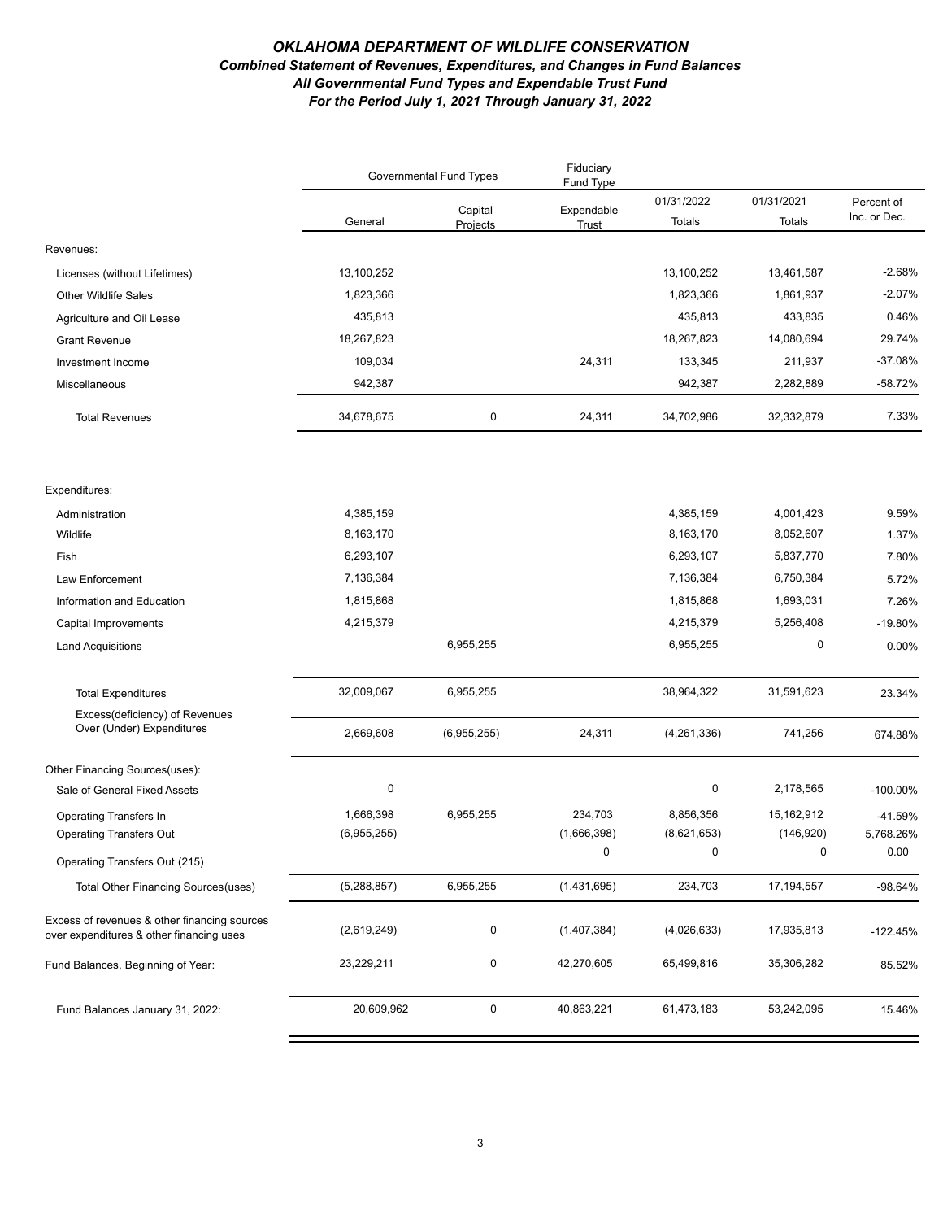# *OKLAHOMA DEPARTMENT OF WILDLIFE CONSERVATION*

## *Combined Statement of Revenues, Expenditures, and Changes in Fund Balances*

### *All Governmental Fund Types and Expendable Trust Fund*

### *For the Period July 1, 2021 Through January 31, 2022*

| | Governmental Fund Types | | Fiduciary Fund Type | | | |
|---|---|---|---|---|---|---|
| | General | Capital Projects | Expendable Trust | 01/31/2022 Totals | 01/31/2021 Totals | Percent of Inc. or Dec. |
| Revenues: | | | | | | |
| Licenses (without Lifetimes) | 13,100,252 | | | 13,100,252 | 13,461,587 | -2.68% |
| Other Wildlife Sales | 1,823,366 | | | 1,823,366 | 1,861,937 | -2.07% |
| Agriculture and Oil Lease | 435,813 | | | 435,813 | 433,835 | 0.46% |
| Grant Revenue | 18,267,823 | | | 18,267,823 | 14,080,694 | 29.74% |
| Investment Income | 109,034 | | 24,311 | 133,345 | 211,937 | -37.08% |
| Miscellaneous | 942,387 | | | 942,387 | 2,282,889 | -58.72% |
| Total Revenues | 34,678,675 | 0 | 24,311 | 34,702,986 | 32,332,879 | 7.33% |
| Expenditures: | | | | | | |
| Administration | 4,385,159 | | | 4,385,159 | 4,001,423 | 9.59% |
| Wildlife | 8,163,170 | | | 8,163,170 | 8,052,607 | 1.37% |
| Fish | 6,293,107 | | | 6,293,107 | 5,837,770 | 7.80% |
| Law Enforcement | 7,136,384 | | | 7,136,384 | 6,750,384 | 5.72% |
| Information and Education | 1,815,868 | | | 1,815,868 | 1,693,031 | 7.26% |
| Capital Improvements | 4,215,379 | | | 4,215,379 | 5,256,408 | -19.80% |
| Land Acquisitions | | 6,955,255 | | 6,955,255 | 0 | 0.00% |
| Total Expenditures | 32,009,067 | 6,955,255 | | 38,964,322 | 31,591,623 | 23.34% |
| Excess(deficiency) of Revenues Over (Under) Expenditures | 2,669,608 | (6,955,255) | 24,311 | (4,261,336) | 741,256 | 674.88% |
| Other Financing Sources(uses): | | | | | | |
| Sale of General Fixed Assets | 0 | | | 0 | 2,178,565 | -100.00% |
| Operating Transfers In | 1,666,398 | 6,955,255 | 234,703 | 8,856,356 | 15,162,912 | -41.59% |
| Operating Transfers Out | (6,955,255) | | (1,666,398) | (8,621,653) | (146,920) | 5,768.26% |
| Operating Transfers Out (215) | | | 0 | 0 | 0 | 0.00 |
| Total Other Financing Sources(uses) | (5,288,857) | 6,955,255 | (1,431,695) | 234,703 | 17,194,557 | -98.64% |
| Excess of revenues & other financing sources over expenditures & other financing uses | (2,619,249) | 0 | (1,407,384) | (4,026,633) | 17,935,813 | -122.45% |
| Fund Balances, Beginning of Year: | 23,229,211 | 0 | 42,270,605 | 65,499,816 | 35,306,282 | 85.52% |
| Fund Balances January 31, 2022: | 20,609,962 | 0 | 40,863,221 | 61,473,183 | 53,242,095 | 15.46% |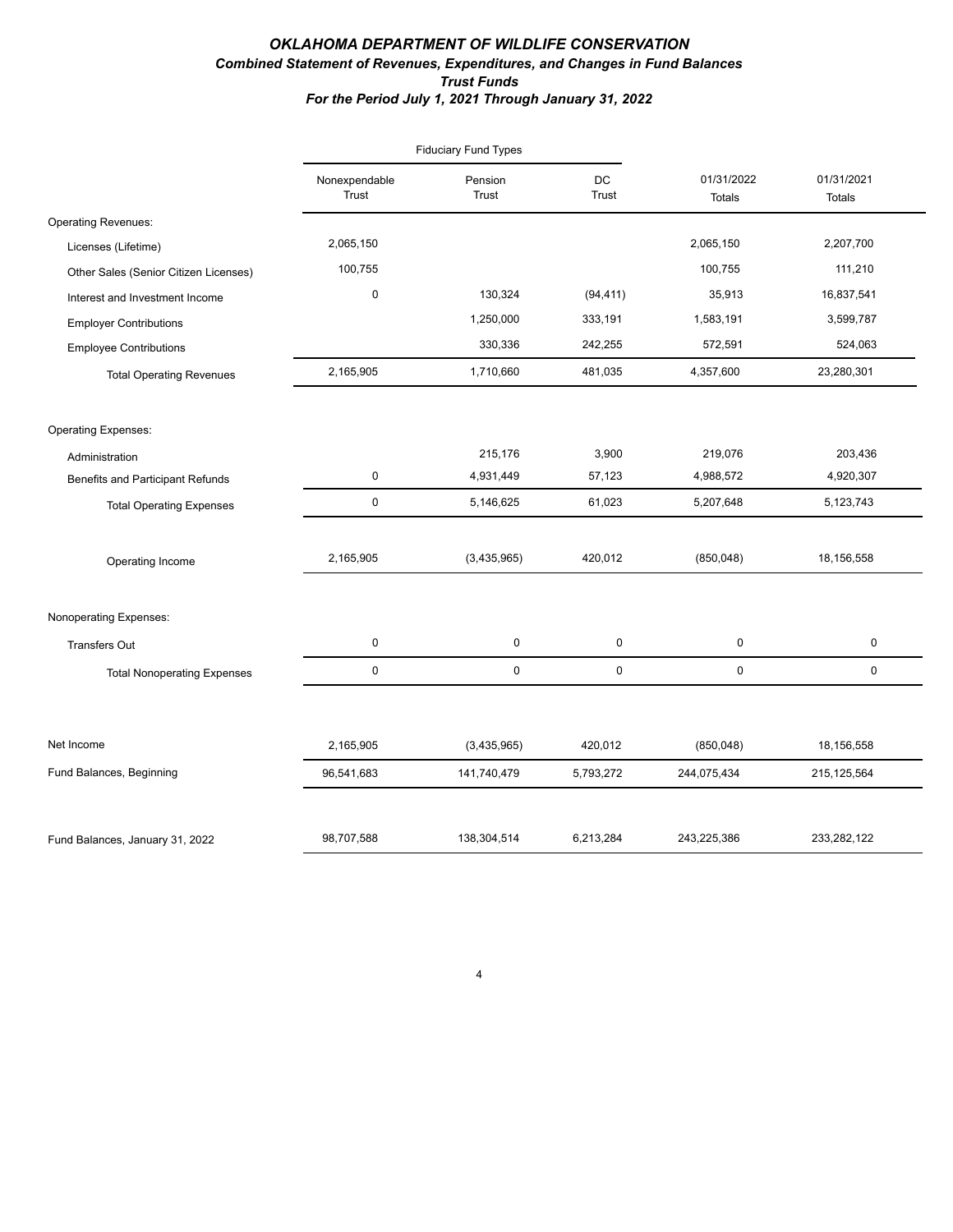# *OKLAHOMA DEPARTMENT OF WILDLIFE CONSERVATION*

## *Combined Statement of Revenues, Expenditures, and Changes in Fund Balances*

### *Trust Funds*

### *For the Period July 1, 2021 Through January 31, 2022*

| | Fiduciary Fund Types | | | | |
|---|---|---|---|---|---|
| | Nonexpendable Trust | Pension Trust | DC Trust | 01/31/2022 Totals | 01/31/2021 Totals |
| Operating Revenues: | | | | | |
| Licenses (Lifetime) | 2,065,150 | | | 2,065,150 | 2,207,700 |
| Other Sales (Senior Citizen Licenses) | 100,755 | | | 100,755 | 111,210 |
| Interest and Investment Income | 0 | 130,324 | (94,411) | 35,913 | 16,837,541 |
| Employer Contributions | | 1,250,000 | 333,191 | 1,583,191 | 3,599,787 |
| Employee Contributions | | 330,336 | 242,255 | 572,591 | 524,063 |
| Total Operating Revenues | 2,165,905 | 1,710,660 | 481,035 | 4,357,600 | 23,280,301 |
| Operating Expenses: | | | | | |
| Administration | | 215,176 | 3,900 | 219,076 | 203,436 |
| Benefits and Participant Refunds | 0 | 4,931,449 | 57,123 | 4,988,572 | 4,920,307 |
| Total Operating Expenses | 0 | 5,146,625 | 61,023 | 5,207,648 | 5,123,743 |
| Operating Income | 2,165,905 | (3,435,965) | 420,012 | (850,048) | 18,156,558 |
| Nonoperating Expenses: | | | | | |
| Transfers Out | 0 | 0 | 0 | 0 | 0 |
| Total Nonoperating Expenses | 0 | 0 | 0 | 0 | 0 |
| Net Income | 2,165,905 | (3,435,965) | 420,012 | (850,048) | 18,156,558 |
| Fund Balances, Beginning | 96,541,683 | 141,740,479 | 5,793,272 | 244,075,434 | 215,125,564 |
| Fund Balances, January 31, 2022 | 98,707,588 | 138,304,514 | 6,213,284 | 243,225,386 | 233,282,122 |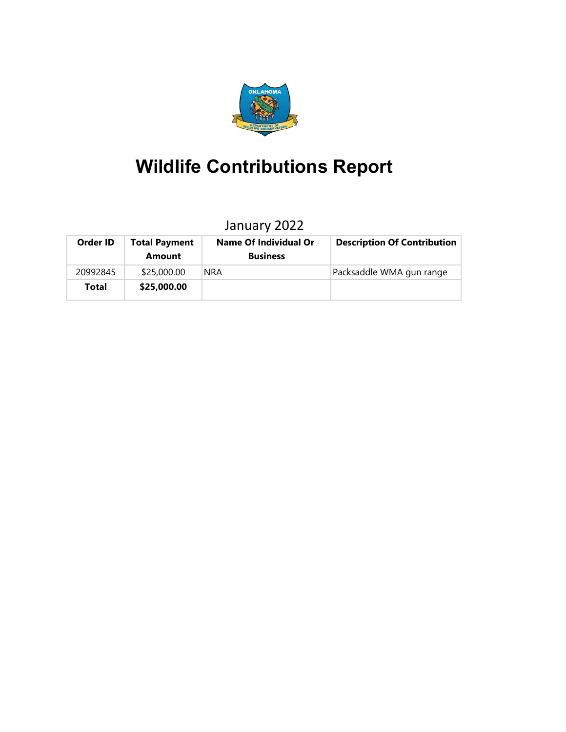# Wildlife Contributions Report

January 2022

| Order ID | Total Payment Amount | Name Of Individual Or Business | Description Of Contribution |
|---|---|---|---|
| 20992845 | $25,000.00 | NRA | Packsaddle WMA gun range |
| **Total** | **$25,000.00** | | |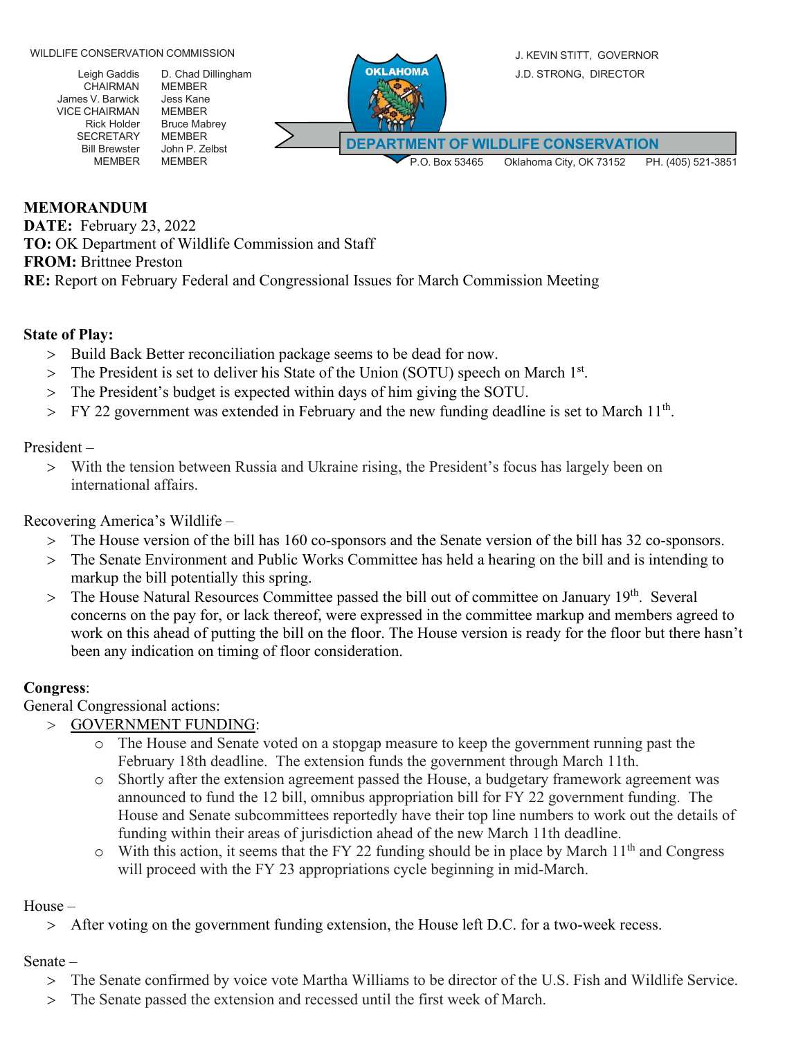WILDLIFE CONSERVATION COMMISSION

Leigh Gaddis
CHAIRMAN
James V. Barwick
VICE CHAIRMAN
Rick Holder
SECRETARY
Bill Brewster
MEMBER

D. Chad Dillingham
MEMBER
Jess Kane
MEMBER
Bruce Mabrey
MEMBER
John P. Zelbst
MEMBER

OKLAHOMA

J. KEVIN STITT, GOVERNOR
J.D. STRONG, DIRECTOR

**DEPARTMENT OF WILDLIFE CONSERVATION**

P.O. Box 53465 Oklahoma City, OK 73152 PH. (405) 521-3851

**MEMORANDUM**
**DATE:** February 23, 2022
**TO:** OK Department of Wildlife Commission and Staff
**FROM:** Brittnee Preston
**RE:** Report on February Federal and Congressional Issues for March Commission Meeting

**State of Play:**

- Build Back Better reconciliation package seems to be dead for now.
- The President is set to deliver his State of the Union (SOTU) speech on March 1st.
- The President's budget is expected within days of him giving the SOTU.
- FY 22 government was extended in February and the new funding deadline is set to March 11th.

President –

- With the tension between Russia and Ukraine rising, the President's focus has largely been on international affairs.

Recovering America's Wildlife –

- The House version of the bill has 160 co-sponsors and the Senate version of the bill has 32 co-sponsors.
- The Senate Environment and Public Works Committee has held a hearing on the bill and is intending to markup the bill potentially this spring.
- The House Natural Resources Committee passed the bill out of committee on January 19th. Several concerns on the pay for, or lack thereof, were expressed in the committee markup and members agreed to work on this ahead of putting the bill on the floor. The House version is ready for the floor but there hasn't been any indication on timing of floor consideration.

**Congress**:

General Congressional actions:

- GOVERNMENT FUNDING:
  - The House and Senate voted on a stopgap measure to keep the government running past the February 18th deadline. The extension funds the government through March 11th.
  - Shortly after the extension agreement passed the House, a budgetary framework agreement was announced to fund the 12 bill, omnibus appropriation bill for FY 22 government funding. The House and Senate subcommittees reportedly have their top line numbers to work out the details of funding within their areas of jurisdiction ahead of the new March 11th deadline.
  - With this action, it seems that the FY 22 funding should be in place by March 11th and Congress will proceed with the FY 23 appropriations cycle beginning in mid-March.

House –

- After voting on the government funding extension, the House left D.C. for a two-week recess.

Senate –

- The Senate confirmed by voice vote Martha Williams to be director of the U.S. Fish and Wildlife Service.
- The Senate passed the extension and recessed until the first week of March.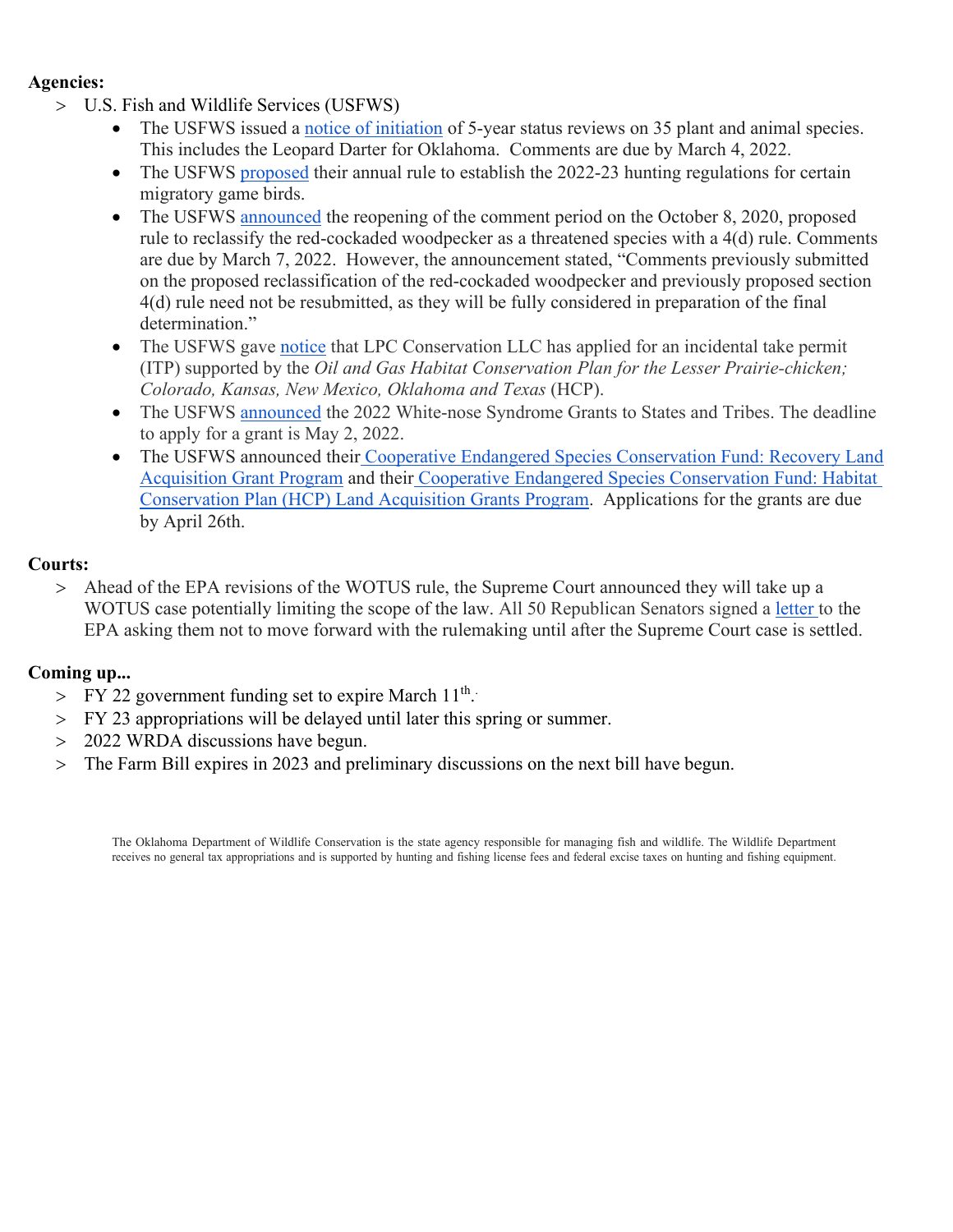**Agencies:**

> U.S. Fish and Wildlife Services (USFWS)

- The USFWS issued a notice of initiation of 5-year status reviews on 35 plant and animal species. This includes the Leopard Darter for Oklahoma. Comments are due by March 4, 2022.
- The USFWS proposed their annual rule to establish the 2022-23 hunting regulations for certain migratory game birds.
- The USFWS announced the reopening of the comment period on the October 8, 2020, proposed rule to reclassify the red-cockaded woodpecker as a threatened species with a 4(d) rule. Comments are due by March 7, 2022. However, the announcement stated, "Comments previously submitted on the proposed reclassification of the red-cockaded woodpecker and previously proposed section 4(d) rule need not be resubmitted, as they will be fully considered in preparation of the final determination."
- The USFWS gave notice that LPC Conservation LLC has applied for an incidental take permit (ITP) supported by the *Oil and Gas Habitat Conservation Plan for the Lesser Prairie-chicken; Colorado, Kansas, New Mexico, Oklahoma and Texas* (HCP).
- The USFWS announced the 2022 White-nose Syndrome Grants to States and Tribes. The deadline to apply for a grant is May 2, 2022.
- The USFWS announced their Cooperative Endangered Species Conservation Fund: Recovery Land Acquisition Grant Program and their Cooperative Endangered Species Conservation Fund: Habitat Conservation Plan (HCP) Land Acquisition Grants Program. Applications for the grants are due by April 26th.

**Courts:**

> Ahead of the EPA revisions of the WOTUS rule, the Supreme Court announced they will take up a WOTUS case potentially limiting the scope of the law. All 50 Republican Senators signed a letter to the EPA asking them not to move forward with the rulemaking until after the Supreme Court case is settled.

**Coming up...**

> FY 22 government funding set to expire March 11th.

> FY 23 appropriations will be delayed until later this spring or summer.

> 2022 WRDA discussions have begun.

> The Farm Bill expires in 2023 and preliminary discussions on the next bill have begun.

The Oklahoma Department of Wildlife Conservation is the state agency responsible for managing fish and wildlife. The Wildlife Department receives no general tax appropriations and is supported by hunting and fishing license fees and federal excise taxes on hunting and fishing equipment.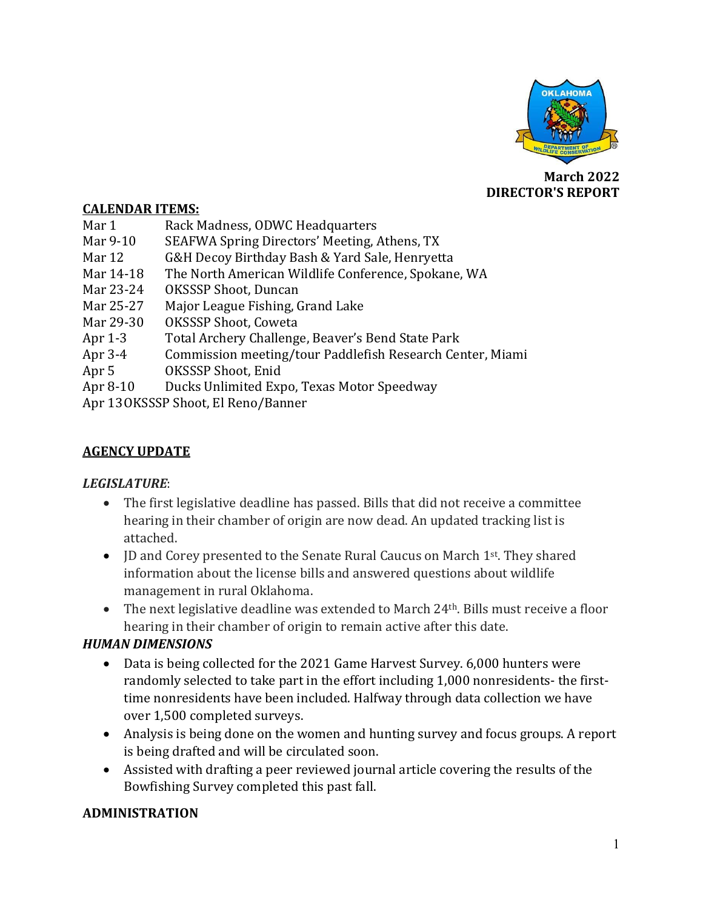**March 2022**
**DIRECTOR'S REPORT**

## CALENDAR ITEMS:

| | |
|---|---|
| Mar 1 | Rack Madness, ODWC Headquarters |
| Mar 9-10 | SEAFWA Spring Directors' Meeting, Athens, TX |
| Mar 12 | G&H Decoy Birthday Bash & Yard Sale, Henryetta |
| Mar 14-18 | The North American Wildlife Conference, Spokane, WA |
| Mar 23-24 | OKSSSP Shoot, Duncan |
| Mar 25-27 | Major League Fishing, Grand Lake |
| Mar 29-30 | OKSSSP Shoot, Coweta |
| Apr 1-3 | Total Archery Challenge, Beaver's Bend State Park |
| Apr 3-4 | Commission meeting/tour Paddlefish Research Center, Miami |
| Apr 5 | OKSSSP Shoot, Enid |
| Apr 8-10 | Ducks Unlimited Expo, Texas Motor Speedway |
| Apr 13 | OKSSSP Shoot, El Reno/Banner |

## AGENCY UPDATE

### *LEGISLATURE*:

- The first legislative deadline has passed. Bills that did not receive a committee hearing in their chamber of origin are now dead. An updated tracking list is attached.
- JD and Corey presented to the Senate Rural Caucus on March 1st. They shared information about the license bills and answered questions about wildlife management in rural Oklahoma.
- The next legislative deadline was extended to March 24th. Bills must receive a floor hearing in their chamber of origin to remain active after this date.

### *HUMAN DIMENSIONS*

- Data is being collected for the 2021 Game Harvest Survey. 6,000 hunters were randomly selected to take part in the effort including 1,000 nonresidents- the first-time nonresidents have been included. Halfway through data collection we have over 1,500 completed surveys.
- Analysis is being done on the women and hunting survey and focus groups. A report is being drafted and will be circulated soon.
- Assisted with drafting a peer reviewed journal article covering the results of the Bowfishing Survey completed this past fall.

### ADMINISTRATION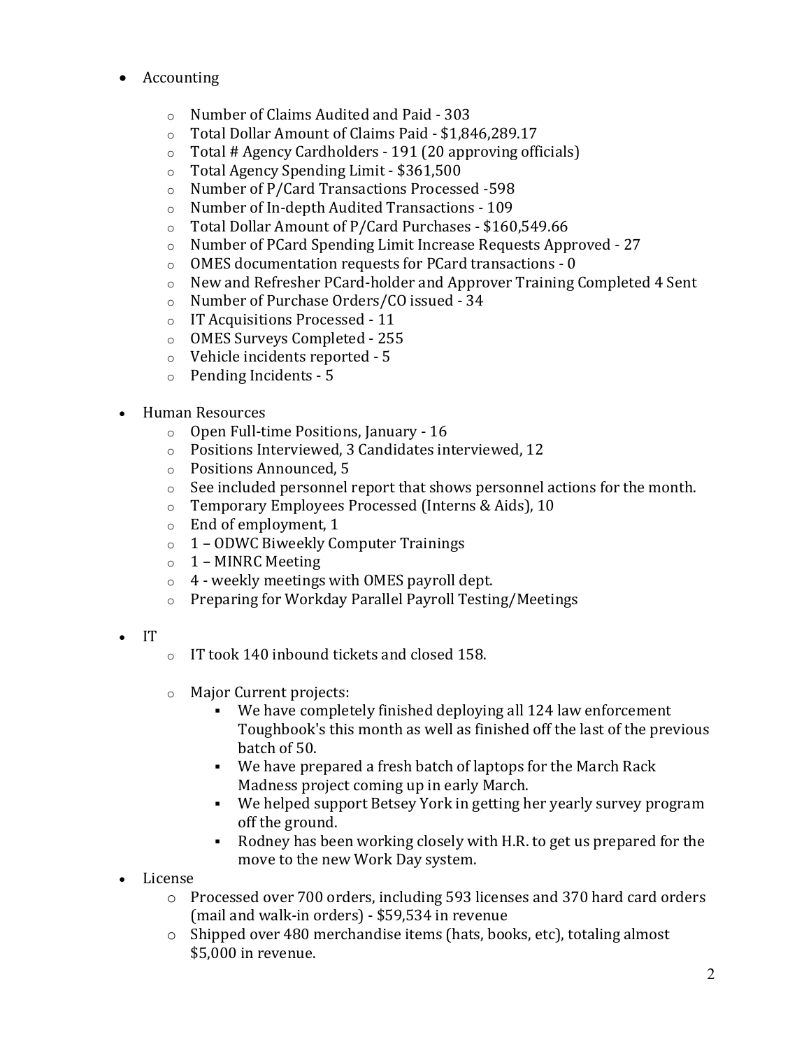- Accounting
  - Number of Claims Audited and Paid - 303
  - Total Dollar Amount of Claims Paid - $1,846,289.17
  - Total # Agency Cardholders - 191 (20 approving officials)
  - Total Agency Spending Limit - $361,500
  - Number of P/Card Transactions Processed -598
  - Number of In-depth Audited Transactions - 109
  - Total Dollar Amount of P/Card Purchases - $160,549.66
  - Number of PCard Spending Limit Increase Requests Approved - 27
  - OMES documentation requests for PCard transactions - 0
  - New and Refresher PCard-holder and Approver Training Completed 4 Sent
  - Number of Purchase Orders/CO issued - 34
  - IT Acquisitions Processed - 11
  - OMES Surveys Completed - 255
  - Vehicle incidents reported - 5
  - Pending Incidents - 5

- Human Resources
  - Open Full-time Positions, January - 16
  - Positions Interviewed, 3 Candidates interviewed, 12
  - Positions Announced, 5
  - See included personnel report that shows personnel actions for the month.
  - Temporary Employees Processed (Interns & Aids), 10
  - End of employment, 1
  - 1 – ODWC Biweekly Computer Trainings
  - 1 – MINRC Meeting
  - 4 - weekly meetings with OMES payroll dept.
  - Preparing for Workday Parallel Payroll Testing/Meetings

- IT
  - IT took 140 inbound tickets and closed 158.

  - Major Current projects:
    - We have completely finished deploying all 124 law enforcement Toughbook's this month as well as finished off the last of the previous batch of 50.
    - We have prepared a fresh batch of laptops for the March Rack Madness project coming up in early March.
    - We helped support Betsey York in getting her yearly survey program off the ground.
    - Rodney has been working closely with H.R. to get us prepared for the move to the new Work Day system.

- License
  - Processed over 700 orders, including 593 licenses and 370 hard card orders (mail and walk-in orders) - $59,534 in revenue
  - Shipped over 480 merchandise items (hats, books, etc), totaling almost $5,000 in revenue.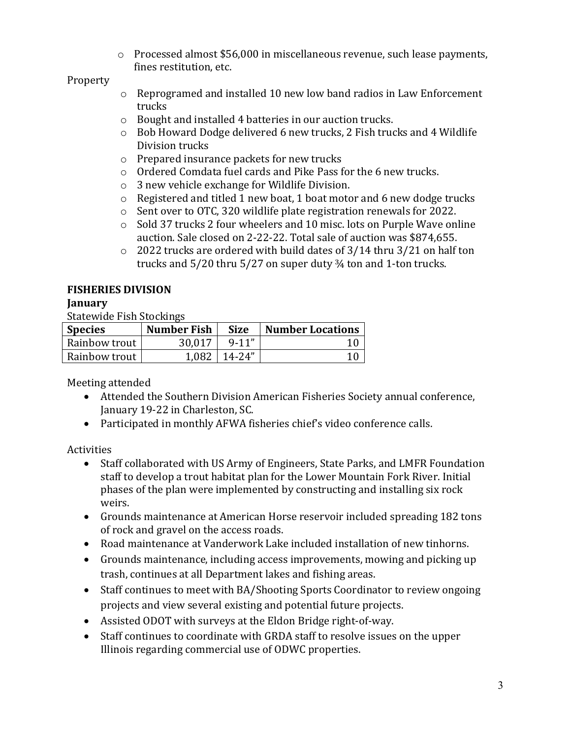- Processed almost $56,000 in miscellaneous revenue, such lease payments, fines restitution, etc.

Property

- Reprogramed and installed 10 new low band radios in Law Enforcement trucks
- Bought and installed 4 batteries in our auction trucks.
- Bob Howard Dodge delivered 6 new trucks, 2 Fish trucks and 4 Wildlife Division trucks
- Prepared insurance packets for new trucks
- Ordered Comdata fuel cards and Pike Pass for the 6 new trucks.
- 3 new vehicle exchange for Wildlife Division.
- Registered and titled 1 new boat, 1 boat motor and 6 new dodge trucks
- Sent over to OTC, 320 wildlife plate registration renewals for 2022.
- Sold 37 trucks 2 four wheelers and 10 misc. lots on Purple Wave online auction. Sale closed on 2-22-22. Total sale of auction was $874,655.
- 2022 trucks are ordered with build dates of 3/14 thru 3/21 on half ton trucks and 5/20 thru 5/27 on super duty ¾ ton and 1-ton trucks.

**FISHERIES DIVISION**

**January**

Statewide Fish Stockings

| Species | Number Fish | Size | Number Locations |
|---|---|---|---|
| Rainbow trout | 30,017 | 9-11" | 10 |
| Rainbow trout | 1,082 | 14-24" | 10 |

Meeting attended

- Attended the Southern Division American Fisheries Society annual conference, January 19-22 in Charleston, SC.
- Participated in monthly AFWA fisheries chief's video conference calls.

Activities

- Staff collaborated with US Army of Engineers, State Parks, and LMFR Foundation staff to develop a trout habitat plan for the Lower Mountain Fork River. Initial phases of the plan were implemented by constructing and installing six rock weirs.
- Grounds maintenance at American Horse reservoir included spreading 182 tons of rock and gravel on the access roads.
- Road maintenance at Vanderwork Lake included installation of new tinhorns.
- Grounds maintenance, including access improvements, mowing and picking up trash, continues at all Department lakes and fishing areas.
- Staff continues to meet with BA/Shooting Sports Coordinator to review ongoing projects and view several existing and potential future projects.
- Assisted ODOT with surveys at the Eldon Bridge right-of-way.
- Staff continues to coordinate with GRDA staff to resolve issues on the upper Illinois regarding commercial use of ODWC properties.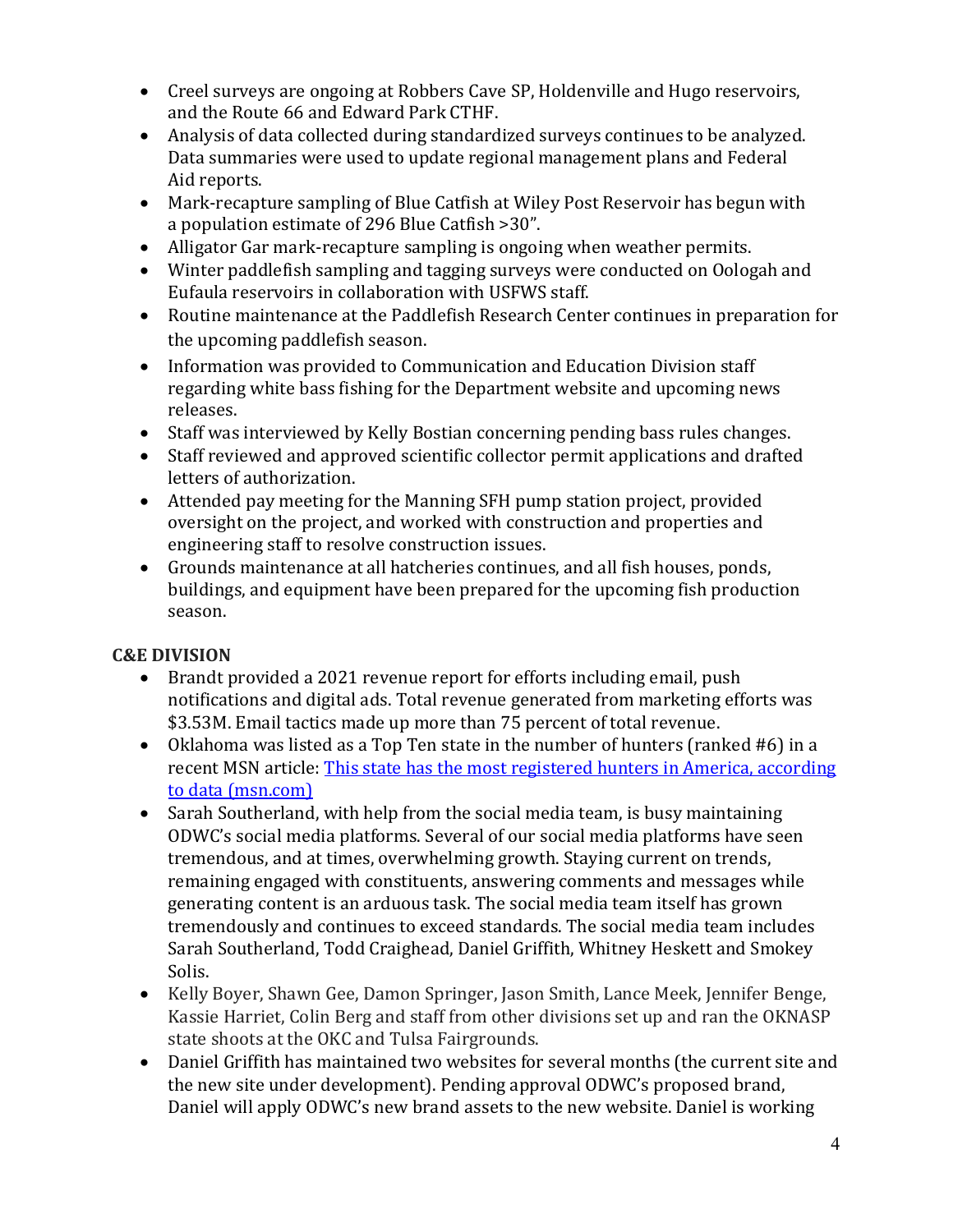- Creel surveys are ongoing at Robbers Cave SP, Holdenville and Hugo reservoirs, and the Route 66 and Edward Park CTHF.
- Analysis of data collected during standardized surveys continues to be analyzed. Data summaries were used to update regional management plans and Federal Aid reports.
- Mark-recapture sampling of Blue Catfish at Wiley Post Reservoir has begun with a population estimate of 296 Blue Catfish >30".
- Alligator Gar mark-recapture sampling is ongoing when weather permits.
- Winter paddlefish sampling and tagging surveys were conducted on Oologah and Eufaula reservoirs in collaboration with USFWS staff.
- Routine maintenance at the Paddlefish Research Center continues in preparation for the upcoming paddlefish season.
- Information was provided to Communication and Education Division staff regarding white bass fishing for the Department website and upcoming news releases.
- Staff was interviewed by Kelly Bostian concerning pending bass rules changes.
- Staff reviewed and approved scientific collector permit applications and drafted letters of authorization.
- Attended pay meeting for the Manning SFH pump station project, provided oversight on the project, and worked with construction and properties and engineering staff to resolve construction issues.
- Grounds maintenance at all hatcheries continues, and all fish houses, ponds, buildings, and equipment have been prepared for the upcoming fish production season.

**C&E DIVISION**

- Brandt provided a 2021 revenue report for efforts including email, push notifications and digital ads. Total revenue generated from marketing efforts was $3.53M. Email tactics made up more than 75 percent of total revenue.
- Oklahoma was listed as a Top Ten state in the number of hunters (ranked #6) in a recent MSN article: [This state has the most registered hunters in America, according to data (msn.com)]
- Sarah Southerland, with help from the social media team, is busy maintaining ODWC's social media platforms. Several of our social media platforms have seen tremendous, and at times, overwhelming growth. Staying current on trends, remaining engaged with constituents, answering comments and messages while generating content is an arduous task. The social media team itself has grown tremendously and continues to exceed standards. The social media team includes Sarah Southerland, Todd Craighead, Daniel Griffith, Whitney Heskett and Smokey Solis.
- Kelly Boyer, Shawn Gee, Damon Springer, Jason Smith, Lance Meek, Jennifer Benge, Kassie Harriet, Colin Berg and staff from other divisions set up and ran the OKNASP state shoots at the OKC and Tulsa Fairgrounds.
- Daniel Griffith has maintained two websites for several months (the current site and the new site under development). Pending approval ODWC's proposed brand, Daniel will apply ODWC's new brand assets to the new website. Daniel is working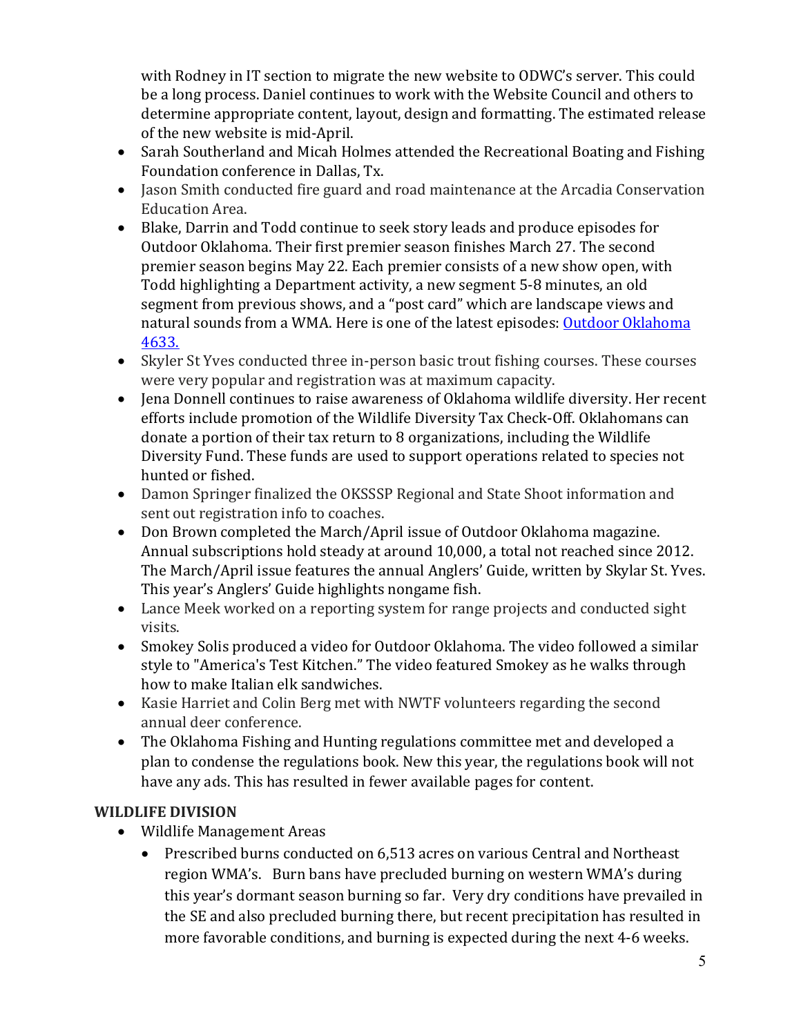with Rodney in IT section to migrate the new website to ODWC's server. This could be a long process. Daniel continues to work with the Website Council and others to determine appropriate content, layout, design and formatting. The estimated release of the new website is mid-April.

- Sarah Southerland and Micah Holmes attended the Recreational Boating and Fishing Foundation conference in Dallas, Tx.
- Jason Smith conducted fire guard and road maintenance at the Arcadia Conservation Education Area.
- Blake, Darrin and Todd continue to seek story leads and produce episodes for Outdoor Oklahoma. Their first premier season finishes March 27. The second premier season begins May 22. Each premier consists of a new show open, with Todd highlighting a Department activity, a new segment 5-8 minutes, an old segment from previous shows, and a "post card" which are landscape views and natural sounds from a WMA. Here is one of the latest episodes: [Outdoor Oklahoma 4633.]
- Skyler St Yves conducted three in-person basic trout fishing courses. These courses were very popular and registration was at maximum capacity.
- Jena Donnell continues to raise awareness of Oklahoma wildlife diversity. Her recent efforts include promotion of the Wildlife Diversity Tax Check-Off. Oklahomans can donate a portion of their tax return to 8 organizations, including the Wildlife Diversity Fund. These funds are used to support operations related to species not hunted or fished.
- Damon Springer finalized the OKSSSP Regional and State Shoot information and sent out registration info to coaches.
- Don Brown completed the March/April issue of Outdoor Oklahoma magazine. Annual subscriptions hold steady at around 10,000, a total not reached since 2012. The March/April issue features the annual Anglers' Guide, written by Skylar St. Yves. This year's Anglers' Guide highlights nongame fish.
- Lance Meek worked on a reporting system for range projects and conducted sight visits.
- Smokey Solis produced a video for Outdoor Oklahoma. The video followed a similar style to "America's Test Kitchen." The video featured Smokey as he walks through how to make Italian elk sandwiches.
- Kasie Harriet and Colin Berg met with NWTF volunteers regarding the second annual deer conference.
- The Oklahoma Fishing and Hunting regulations committee met and developed a plan to condense the regulations book. New this year, the regulations book will not have any ads. This has resulted in fewer available pages for content.

**WILDLIFE DIVISION**

- Wildlife Management Areas
    - Prescribed burns conducted on 6,513 acres on various Central and Northeast region WMA's. Burn bans have precluded burning on western WMA's during this year's dormant season burning so far. Very dry conditions have prevailed in the SE and also precluded burning there, but recent precipitation has resulted in more favorable conditions, and burning is expected during the next 4-6 weeks.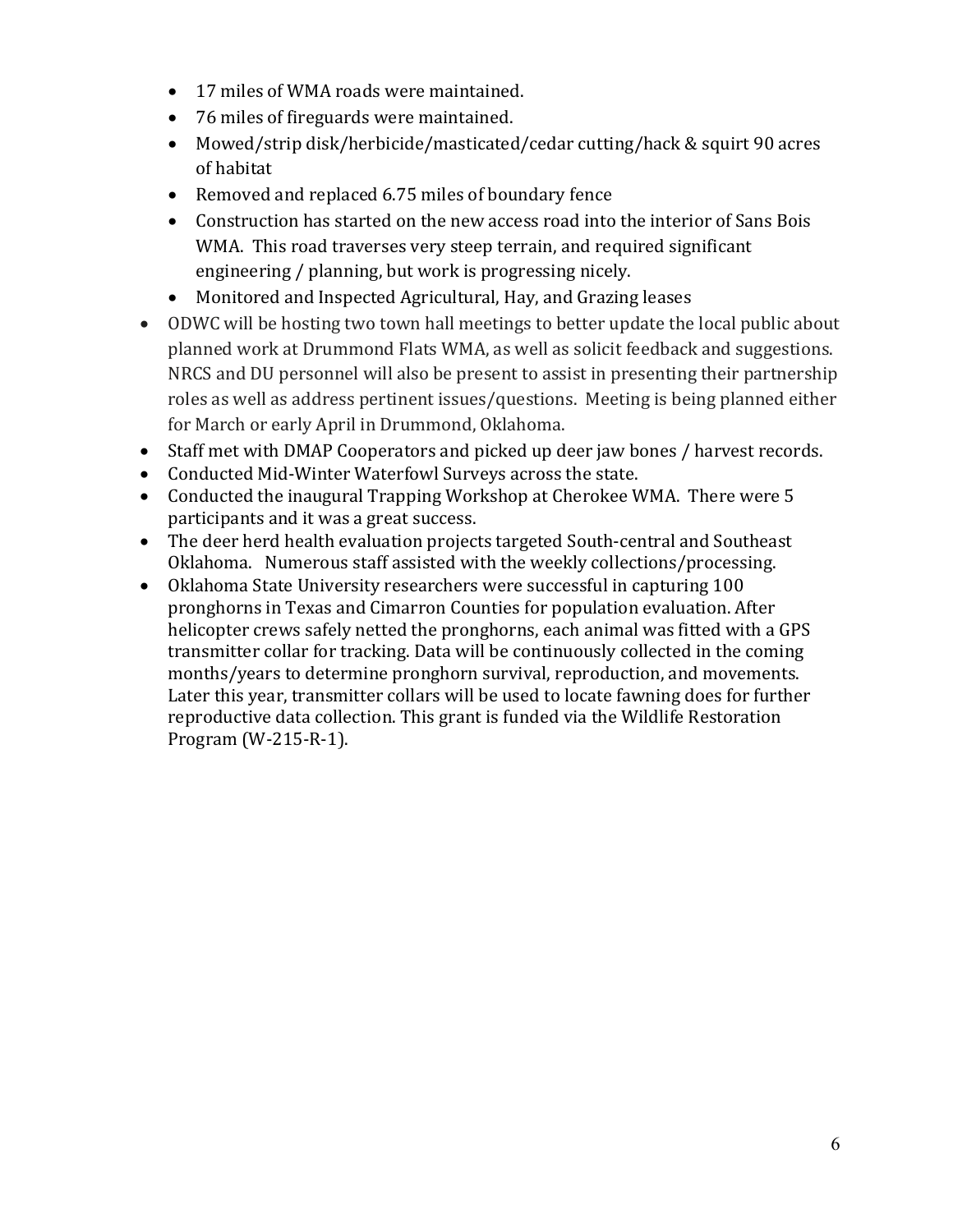- 17 miles of WMA roads were maintained.
  - 76 miles of fireguards were maintained.
  - Mowed/strip disk/herbicide/masticated/cedar cutting/hack & squirt 90 acres of habitat
  - Removed and replaced 6.75 miles of boundary fence
  - Construction has started on the new access road into the interior of Sans Bois WMA. This road traverses very steep terrain, and required significant engineering / planning, but work is progressing nicely.
  - Monitored and Inspected Agricultural, Hay, and Grazing leases
- ODWC will be hosting two town hall meetings to better update the local public about planned work at Drummond Flats WMA, as well as solicit feedback and suggestions. NRCS and DU personnel will also be present to assist in presenting their partnership roles as well as address pertinent issues/questions. Meeting is being planned either for March or early April in Drummond, Oklahoma.
- Staff met with DMAP Cooperators and picked up deer jaw bones / harvest records.
- Conducted Mid-Winter Waterfowl Surveys across the state.
- Conducted the inaugural Trapping Workshop at Cherokee WMA. There were 5 participants and it was a great success.
- The deer herd health evaluation projects targeted South-central and Southeast Oklahoma. Numerous staff assisted with the weekly collections/processing.
- Oklahoma State University researchers were successful in capturing 100 pronghorns in Texas and Cimarron Counties for population evaluation. After helicopter crews safely netted the pronghorns, each animal was fitted with a GPS transmitter collar for tracking. Data will be continuously collected in the coming months/years to determine pronghorn survival, reproduction, and movements. Later this year, transmitter collars will be used to locate fawning does for further reproductive data collection. This grant is funded via the Wildlife Restoration Program (W-215-R-1).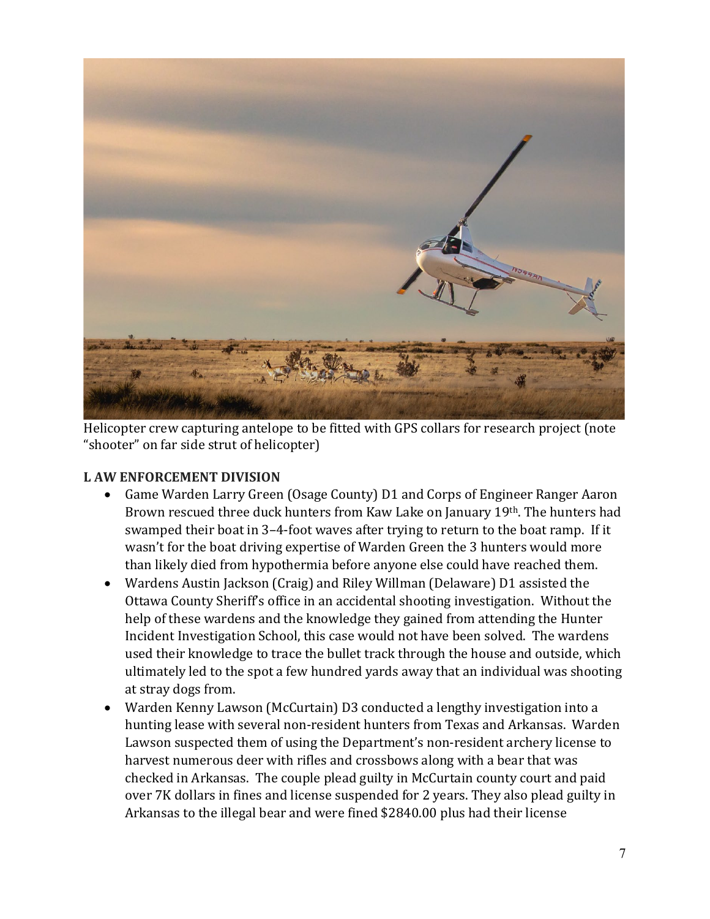Helicopter crew capturing antelope to be fitted with GPS collars for research project (note "shooter" on far side strut of helicopter)

**L AW ENFORCEMENT DIVISION**

- Game Warden Larry Green (Osage County) D1 and Corps of Engineer Ranger Aaron Brown rescued three duck hunters from Kaw Lake on January 19th. The hunters had swamped their boat in 3–4-foot waves after trying to return to the boat ramp. If it wasn't for the boat driving expertise of Warden Green the 3 hunters would more than likely died from hypothermia before anyone else could have reached them.
- Wardens Austin Jackson (Craig) and Riley Willman (Delaware) D1 assisted the Ottawa County Sheriff's office in an accidental shooting investigation. Without the help of these wardens and the knowledge they gained from attending the Hunter Incident Investigation School, this case would not have been solved. The wardens used their knowledge to trace the bullet track through the house and outside, which ultimately led to the spot a few hundred yards away that an individual was shooting at stray dogs from.
- Warden Kenny Lawson (McCurtain) D3 conducted a lengthy investigation into a hunting lease with several non-resident hunters from Texas and Arkansas. Warden Lawson suspected them of using the Department's non-resident archery license to harvest numerous deer with rifles and crossbows along with a bear that was checked in Arkansas. The couple plead guilty in McCurtain county court and paid over 7K dollars in fines and license suspended for 2 years. They also plead guilty in Arkansas to the illegal bear and were fined $2840.00 plus had their license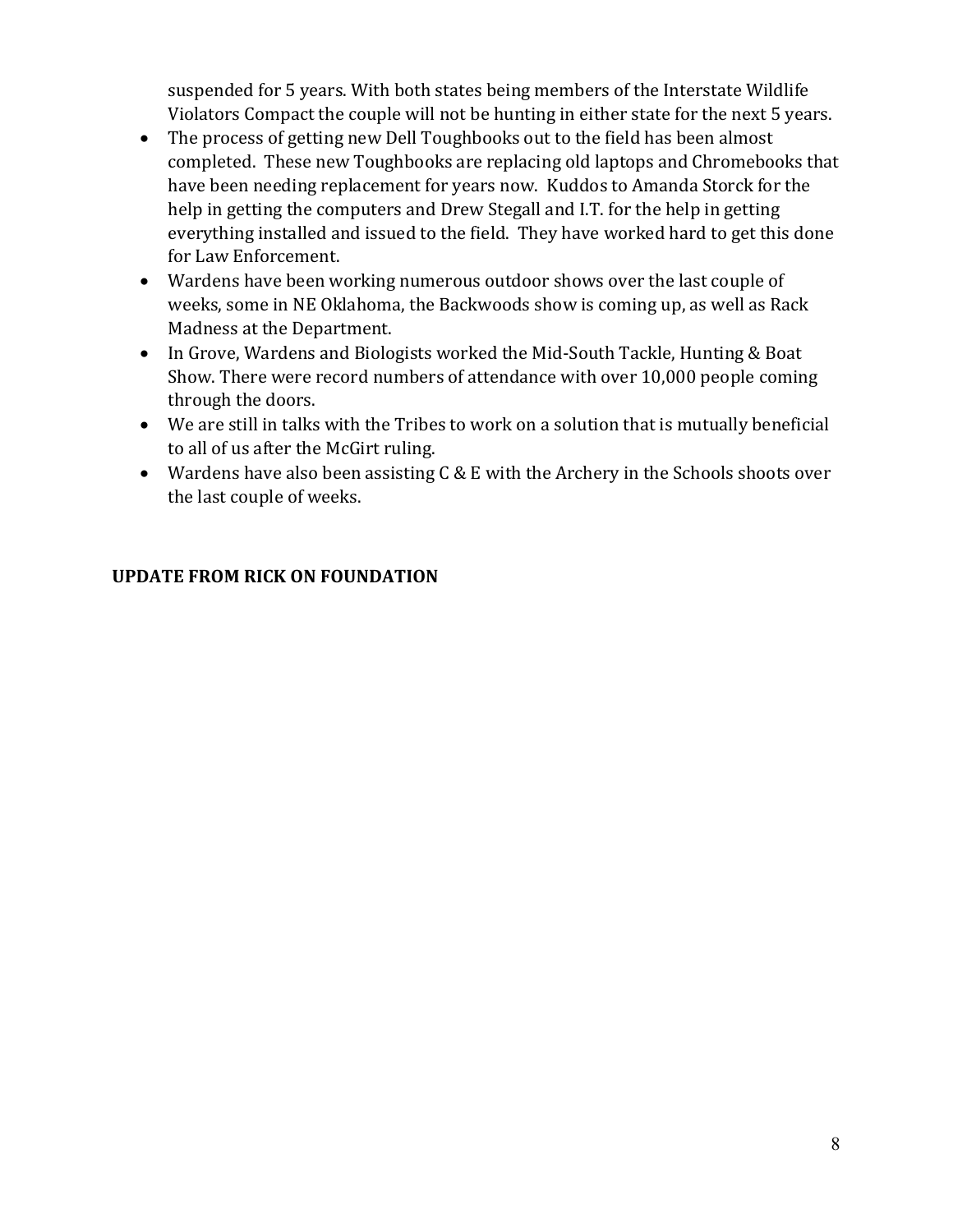suspended for 5 years. With both states being members of the Interstate Wildlife Violators Compact the couple will not be hunting in either state for the next 5 years.

- The process of getting new Dell Toughbooks out to the field has been almost completed. These new Toughbooks are replacing old laptops and Chromebooks that have been needing replacement for years now. Kuddos to Amanda Storck for the help in getting the computers and Drew Stegall and I.T. for the help in getting everything installed and issued to the field. They have worked hard to get this done for Law Enforcement.
- Wardens have been working numerous outdoor shows over the last couple of weeks, some in NE Oklahoma, the Backwoods show is coming up, as well as Rack Madness at the Department.
- In Grove, Wardens and Biologists worked the Mid-South Tackle, Hunting & Boat Show. There were record numbers of attendance with over 10,000 people coming through the doors.
- We are still in talks with the Tribes to work on a solution that is mutually beneficial to all of us after the McGirt ruling.
- Wardens have also been assisting C & E with the Archery in the Schools shoots over the last couple of weeks.

**UPDATE FROM RICK ON FOUNDATION**